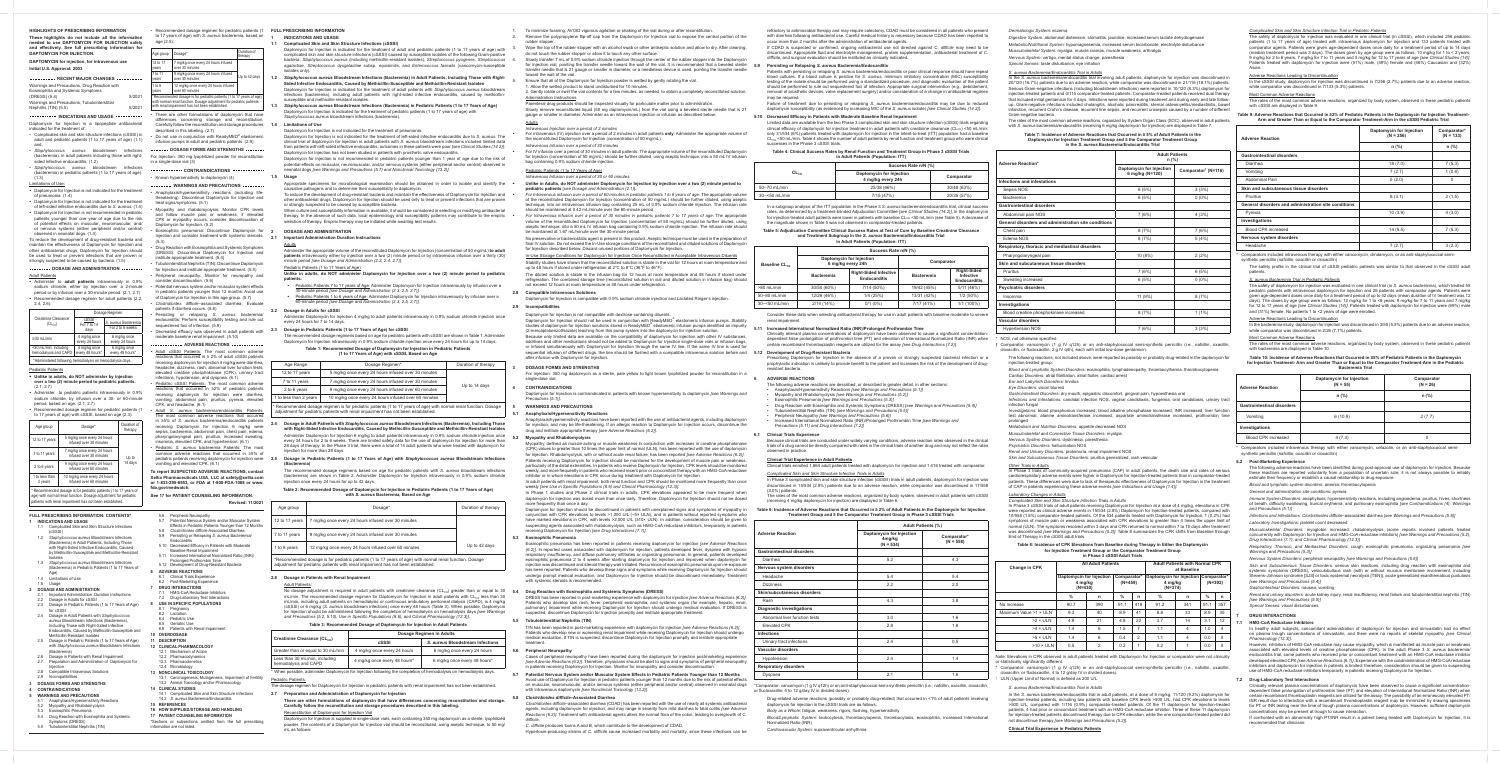**HIGHLIGHTS OF PRESCRIBING INFORMATION**

**These highlights do not include all the information needed to use DAPTOMYCIN FOR INJECTION safely and effectively. See full prescribing information for DAPTOMYCIN FOR INJECTION.**

**DAPTOMYCIN for injection, for intravenous use**
**Initial U.S. Approval: 2003**

**RECENT MAJOR CHANGES**

Warnings and Precautions, Drug Reaction with Eosinophilia and Systemic Symptoms (DRESS) (5.4) 5/2021
Warnings and Precautions, Tubulointerstitial Nephritis (TIN) (5.5) 5/2021

**INDICATIONS AND USAGE**

Daptomycin for injection is a lipopeptide antibacterial indicated for the treatment of:

- Complicated skin and skin structure infections (cSSSI) in adult and pediatric patients (1 to 17 years of age). (1.1)
- *Staphylococcus aureus* bloodstream infections (bacteremia), in adult patients including those with right-sided infective endocarditis. (1.2)
- *Staphylococcus aureus* bloodstream infections (bacteremia) in pediatric patients (1 to 17 years of age). (1.3)

Limitations of Use:

- Daptomycin for injection is not indicated for the treatment of pneumonia. (1.4)
- Daptomycin for injection is not indicated for the treatment of left-sided infective endocarditis due to *S. aureus*. (1.4)
- Daptomycin for injection is not recommended in pediatric patients younger than one year of age due to the risk of potential effects on muscular, neuromuscular, and/or nervous systems (either peripheral and/or central) observed in neonatal dogs. (1.4, 8.4)

To reduce the development of drug-resistant bacteria and maintain the effectiveness of daptomycin for injection and other antibacterial drugs, daptomycin for injection should be used to treat or prevent infections that are proven or strongly suspected to be caused by bacteria. (1.5)

**DOSAGE AND ADMINISTRATION**

Adult Patients

- Administer to adult patients intravenously in 0.9% sodium chloride, either by injection over a two (2) minute period or by intravenous infusion over a thirty (30) minute period. (2.1, 2.7)
- Recommended dosage regimen for adult patients (2.2, 2.4, 2.6):

| Creatinine Clearance ($CL_{CR}$) | Dosage Regimen | |
|---|---|---|
| | cSSSI For 7 to 14 days | *S. aureus* Bacteremia For 2 to 6 weeks |
| ≥30 mL/min | 4 mg/kg once every 24 hours | 6 mg/kg once every 24 hours |
| <30 mL/min, including hemodialysis and CAPD | 4 mg/kg once every 48 hours* | 6 mg/kg once every 48 hours* |

*Administered following hemodialysis on hemodialysis days.

Pediatric Patients

- **Unlike in adults, do NOT administer daptomycin for injection by injection over a two (2) minute period to pediatric patients.** (2.1, 2.7)
- Administer to pediatric patients intravenously in 0.9% sodium chloride, by intravenous infusion over a 30 or 60 minute period, based on age. (2.1, 2.7)
- Recommended dosage regimen for pediatric patients (1 to 17 years of age) with cSSSI, based on age (2.3):

| Age group | Dosage* | Duration of therapy |
|---|---|---|
| 12 to 17 years | 5 mg/kg once every 24 hours infused over 30 minutes | Up to 14 days |
| 7 to 11 years | 7 mg/kg once every 24 hours infused over 30 minutes | |
| 2 to 6 years | 9 mg/kg once every 24 hours infused over 60 minutes | |
| 1 to less than 2 years | 10 mg/kg once every 24 hours infused over 60 minutes | |

*Recommended dosage is for pediatric patients (1 to 17 years of age) with normal renal function. Dosage adjustment for pediatric patients with renal impairment has not been established.

- Recommended dosage regimen for pediatric patients (1 to 17 years of age) with *S. aureus* bacteremia, based on age (2.5):

| Age group | Dosage* | Duration of therapy |
|---|---|---|
| 12 to 17 years | 7 mg/kg once every 24 hours infused over 30 minutes | Up to 42 days |
| 7 to 11 years | 9 mg/kg once every 24 hours infused over 30 minutes | |
| 1 to 6 years | 12 mg/kg once every 24 hours infused over 60 minutes | |

*Recommended dosage is for pediatric patients (1 to 17 years of age) with normal renal function. Dosage adjustment for pediatric patients with renal impairment has not been established.

- There are other formulations of daptomycin that have differences concerning storage and reconstitution. Carefully follow the reconstitution and storage procedures described in this labeling. (2.7)
- Do not use in conjunction with ReadyMED® elastomeric infusion pumps in adult and pediatric patients. (2.9)

**DOSAGE FORMS AND STRENGTHS**

For injection: 350 mg lyophilized powder for reconstitution in a single-dose vial. (3)

**CONTRAINDICATIONS**

Known hypersensitivity to daptomycin (4)

**WARNINGS AND PRECAUTIONS**

- Anaphylaxis/hypersensitivity reactions (including life-threatening): Discontinue daptomycin for injection and treat signs/symptoms. (5.1)
- Myopathy and rhabdomyolysis: Monitor CPK levels and follow muscle pain or weakness; if elevated CPK or myopathy occurs, consider discontinuation of daptomycin for injection. (5.2)
- Eosinophilic pneumonia: Discontinue daptomycin for injection and consider treatment with systemic steroids. (5.3)
- Drug Reaction with Eosinophilia and Systemic Symptoms (DRESS): Discontinue daptomycin for injection and institute appropriate treatment. (5.4)
- Tubulointerstitial Nephritis (TIN): Discontinue daptomycin for injection and institute appropriate treatment. (5.5)
- Peripheral neuropathy: Monitor for neuropathy and consider discontinuation. (5.6)
- Potential nervous system and/or muscular system effects in pediatric patients younger than 12 months: Avoid use of daptomycin for injection in this age group. (5.7)
- *Clostridioides difficile*-associated diarrhea: Evaluate patients if diarrhea occurs. (5.8)
- Persisting or relapsing *S. aureus* bacteremia/endocarditis: Perform susceptibility testing and rule out sequestered foci of infection. (5.9)
- Decreased efficacy was observed in adult patients with moderate baseline renal impairment. (5.10)

**ADVERSE REACTIONS**

- Adult cSSSI Patients: The most common adverse reactions that occurred in ≥2% of adult cSSSI patients receiving daptomycin for injection 4 mg/kg were diarrhea, headache, dizziness, rash, abnormal liver function tests, elevated creatine phosphokinase (CPK), urinary tract infections, hypotension, and dyspnea. (6.1)
- Pediatric cSSSI Patients: The most common adverse reactions that occurred in ≥2% of pediatric patients receiving daptomycin for injection were diarrhea, vomiting, abdominal pain, pruritus, pyrexia, elevated CPK, and headache. (6.1)
- Adult *S. aureus* bacteremia/endocarditis Patients: The most common adverse reactions that occurred in ≥5% of *S. aureus* bacteremia/endocarditis patients receiving daptomycin for injection 6 mg/kg were sepsis, bacteremia, abdominal pain, chest pain, edema, pharyngolaryngeal pain, pruritus, increased sweating, insomnia, elevated CPK, and hypertension. (6.1)
- Pediatric *S. aureus* bacteremia Patients: The most common adverse reactions that occurred in ≥5% of pediatric patients receiving daptomycin for injection were vomiting and elevated CPK. (6.1)

**To report SUSPECTED ADVERSE REACTIONS, contact Xellia Pharmaceuticals USA, LLC at 1-833-295-6953, or FDA at 1-800-FDA-1088 or www.fda.gov/medwatch.**

**See 17 for PATIENT COUNSELING INFORMATION.**

**Revised: 11/2021**

**FULL PRESCRIBING INFORMATION: CONTENTS***

1 INDICATIONS AND USAGE
1.1 Complicated Skin and Skin Structure Infections (cSSSI)
1.2 *Staphylococcus aureus* Bloodstream Infections (Bacteremia) in Adult Patients, Including Those with Right-Sided Infective Endocarditis, Caused by Methicillin-Susceptible and Methicillin-Resistant Isolates
1.3 *Staphylococcus aureus* Bloodstream Infections (Bacteremia) in Pediatric Patients (1 to 17 Years of Age)
1.4 Limitations of Use
1.5 Usage
2 DOSAGE AND ADMINISTRATION
2.1 Important Administration Duration Instructions
2.2 Dosage in Adult Patients with cSSSI
2.3 Dosage in Pediatric Patients (1 to 17 Years of Age) with cSSSI
2.4 Dosage in Adult Patients with *Staphylococcus aureus* Bloodstream Infections (Bacteremia), Including Those with Right-Sided Infective Endocarditis, Caused by Methicillin-Susceptible and Methicillin-Resistant Isolates
2.5 Dosage in Pediatric Patients (1 to 17 Years of Age) with *Staphylococcus aureus* Bloodstream Infections (Bacteremia)
2.6 Dosage in Patients with Renal Impairment
2.7 Preparation and Administration of Daptomycin for Injection
2.8 Compatible Intravenous Solutions
2.9 Incompatibilities
3 DOSAGE FORMS AND STRENGTHS
4 CONTRAINDICATIONS
5 WARNINGS AND PRECAUTIONS
5.1 Anaphylaxis/Hypersensitivity Reactions
5.2 Myopathy and Rhabdomyolysis
5.3 Eosinophilic Pneumonia
5.4 Drug Reaction with Eosinophilia and Systemic Symptoms (DRESS)
5.5 Tubulointerstitial Nephritis (TIN)
5.6 Peripheral Neuropathy
5.7 Potential Nervous System and/or Muscular System Effects in Pediatric Patients Younger than 12 Months
5.8 *Clostridioides difficile*-Associated Diarrhea
5.9 Persisting or Relapsing *S. aureus* Bacteremia/Endocarditis
5.10 Decreased Efficacy in Patients with Moderate Baseline Renal Impairment
5.11 Increased International Normalized Ratio (INR)/Prolonged Prothrombin Time
5.12 Development of Drug-Resistant Bacteria
6 ADVERSE REACTIONS
6.1 Clinical Trials Experience
6.2 Post-Marketing Experience
7 DRUG INTERACTIONS
7.1 HMG-CoA Reductase Inhibitors
7.2 Drug-Laboratory Test Interactions
8 USE IN SPECIFIC POPULATIONS
8.1 Pregnancy
8.2 Lactation
8.4 Pediatric Use
8.5 Geriatric Use
8.6 Patients with Renal Impairment
10 OVERDOSAGE
11 DESCRIPTION
12 CLINICAL PHARMACOLOGY
12.1 Mechanism of Action
12.2 Pharmacodynamics
12.3 Pharmacokinetics
12.4 Microbiology
13 NONCLINICAL TOXICOLOGY
13.1 Carcinogenesis, Mutagenesis, Impairment of Fertility
13.2 Animal Toxicology and/or Pharmacology
14 CLINICAL STUDIES
14.1 Complicated Skin and Skin Structure Infections
14.2 *S. aureus* Bacteremia/Endocarditis
15 REFERENCES
16 HOW SUPPLIED/STORAGE AND HANDLING
17 PATIENT COUNSELING INFORMATION

*Sections or subsections omitted from the full prescribing information are not listed.

**FULL PRESCRIBING INFORMATION**

**1 INDICATIONS AND USAGE**

**1.1 Complicated Skin and Skin Structure Infections (cSSSI)**

Daptomycin for injection is indicated for the treatment of adult and pediatric patients (1 to 17 years of age) with complicated skin and skin structure infections (cSSSI) caused by susceptible isolates of the following Gram-positive bacteria: *Staphylococcus aureus* (including methicillin-resistant isolates), *Streptococcus pyogenes*, *Streptococcus agalactiae*, *Streptococcus dysgalactiae* subsp. *equisimilis*, and *Enterococcus faecalis* (vancomycin-susceptible isolates only).

**1.2 *Staphylococcus aureus* Bloodstream Infections (Bacteremia) in Adult Patients, Including Those with Right-Sided Infective Endocarditis, Caused by Methicillin-Susceptible and Methicillin-Resistant Isolates**

Daptomycin for injection is indicated for the treatment of adult patients with *Staphylococcus aureus* bloodstream infections (bacteremia), including adult patients with right-sided infective endocarditis, caused by methicillin-susceptible and methicillin-resistant isolates.

**1.3 *Staphylococcus aureus* Bloodstream Infections (Bacteremia) in Pediatric Patients (1 to 17 Years of Age)**

Daptomycin for injection is indicated for the treatment of pediatric patients (1 to 17 years of age) with *Staphylococcus aureus* bloodstream infections (bacteremia).

**1.4 Limitations of Use**

Daptomycin for injection is not indicated for the treatment of pneumonia.

Daptomycin for injection is not indicated for the treatment of left-sided infective endocarditis due to *S. aureus*. The clinical trial of daptomycin for injection in adult patients with *S. aureus* bloodstream infections included limited data from patients with left-sided infective endocarditis; outcomes in these patients were poor *[see Clinical Studies (14.2)]*. Daptomycin for injection has not been studied in patients with prosthetic valve endocarditis.

Daptomycin for injection is not recommended in pediatric patients younger than 1 year of age due to the risk of potential effects on muscular, neuromuscular, and/or nervous systems (either peripheral and/or central) observed in neonatal dogs *[see Warnings and Precautions (5.7) and Nonclinical Toxicology (13.2)]*.

**1.5 Usage**

Appropriate specimens for microbiological examination should be obtained in order to isolate and identify the causative pathogens and to determine their susceptibility to daptomycin.

To reduce the development of drug-resistant bacteria and maintain the effectiveness of daptomycin for injection and other antibacterial drugs, daptomycin for injection should be used only to treat or prevent infections that are proven or strongly suspected to be caused by bacteria. When culture and susceptibility information are available, they should be considered in selecting or modifying antibacterial therapy. In the absence of such data, local epidemiology and susceptibility patterns may contribute to the empiric selection of therapy.

Empiric therapy may be initiated while awaiting test results.

**2 DOSAGE AND ADMINISTRATION**

**2.1 Important Administration Duration Instructions**

Adults

Administer the appropriate volume of the reconstituted daptomycin for injection (concentration of 50 mg/mL) to adult patients intravenously either by injection over a two (2) minute period or by intravenous infusion over a thirty (30) minute period *[see Dosage and Administration (2.2, 2.4, 2.7)]*.

Pediatric Patients (1 to 17 Years of Age)

**Unlike in adults, do NOT administer daptomycin for injection by injection over a two (2) minute period to pediatric patients** *[see Dosage and Administration (2.3, 2.5)]*.

- Pediatric Patients 7 to 17 years of Age: Administer daptomycin for injection intravenously by infusion over a 30-minute period *[see Dosage and Administration (2.3, 2.5, 2.7)]*.
- Pediatric Patients 1 to 6 years of Age: Administer daptomycin for injection intravenously by infusion over a 60-minute period *[see Dosage and Administration (2.3, 2.5, 2.7)]*.

**2.2 Dosage in Adult Patients with cSSSI**

Administer daptomycin for injection 4 mg/kg to adult patients intravenously in 0.9% sodium chloride injection once every 24 hours for 7 to 14 days.

**2.3 Dosage in Pediatric Patients (1 to 17 Years of Age) with cSSSI**

The recommended dosage regimens based on age for pediatric patients with cSSSI are shown in Table 1. Administer daptomycin for injection intravenously in 0.9% sodium chloride injection once every 24 hours for up to 14 days.

**Table 1: Recommended Dosage of Daptomycin for Injection in Pediatric Patients (1 to 17 Years of Age) with cSSSI, Based on Age**

| Age Range | Dosage Regimen* | Duration of therapy |
|---|---|---|
| 12 to 17 years | 5 mg/kg once every 24 hours infused over 30 minutes | Up to 14 days |
| 7 to 11 years | 7 mg/kg once every 24 hours infused over 30 minutes | |
| 2 to 6 years | 9 mg/kg once every 24 hours infused over 60 minutes | |
| 1 to less than 2 years | 10 mg/kg once every 24 hours infused over 60 minutes | |

*Recommended dosage regimen is for pediatric patients (1 to 17 years of age) with normal renal function. Dosage adjustment for pediatric patients with renal impairment has not been established.

**2.4 Dosage in Adult Patients with *Staphylococcus aureus* Bloodstream Infections (Bacteremia), Including Those with Right-Sided Infective Endocarditis, Caused by Methicillin-Susceptible and Methicillin-Resistant Isolates**

Administer daptomycin for injection 6 mg/kg to adult patients intravenously in 0.9% sodium chloride injection once every 24 hours for 2 to 6 weeks. There are limited safety data for the use of daptomycin for injection for more than 28 days of therapy. In the Phase 3 trial, there were a total of 14 adult patients who were treated with daptomycin for injection for more than 28 days.

**2.5 Dosage in Pediatric Patients (1 to 17 Years of Age) with *Staphylococcus aureus* Bloodstream Infections (Bacteremia)**

The recommended dosage regimens based on age for pediatric patients with *S. aureus* bloodstream infections (bacteremia) are shown in Table 2. Administer daptomycin for injection intravenously in 0.9% sodium chloride injection once every 24 hours for up to 42 days.

**Table 2: Recommended Dosage of Daptomycin for Injection in Pediatric Patients (1 to 17 Years of Age) with *S. aureus* Bacteremia, Based on Age**

| Age group | Dosage* | Duration of therapy |
|---|---|---|
| 12 to 17 years | 7 mg/kg once every 24 hours infused over 30 minutes | Up to 42 days |
| 7 to 11 years | 9 mg/kg once every 24 hours infused over 30 minutes | |
| 1 to 6 years | 12 mg/kg once every 24 hours infused over 60 minutes | |

*Recommended dosage regimen is for pediatric patients (1 to 17 years of age) with normal renal function. Dosage adjustment for pediatric patients with renal impairment has not been established.

**2.6 Dosage in Patients with Renal Impairment**

Adult Patients

No dosage adjustment is required in adult patients with creatinine clearance ($CL_{CR}$) greater than or equal to 30 mL/min. The recommended dosage regimen for daptomycin for injection in adult patients with $CL_{CR}$ less than 30 mL/min, including adult patients on hemodialysis or continuous ambulatory peritoneal dialysis (CAPD), is 4 mg/kg (cSSSI) or 6 mg/kg (*S. aureus* bloodstream infections) once every 48 hours (Table 3). When possible, daptomycin for injection should be administered following the completion of hemodialysis on hemodialysis days *[see Warnings and Precautions (5.2, 5.10), Use in Specific Populations (8.6), and Clinical Pharmacology (12.3)]*.

**Table 3: Recommended Dosage of Daptomycin for Injection in Adult Patients**

| Creatinine Clearance ($CL_{CR}$) | Dosage Regimen in Adults | |
|---|---|---|
| | cSSSI | *S. aureus* Bloodstream Infections |
| Greater than or equal to 30 mL/min | 4 mg/kg once every 24 hours | 6 mg/kg once every 24 hours |
| Less than 30 mL/min, including hemodialysis and CAPD | 4 mg/kg once every 48 hours* | 6 mg/kg once every 48 hours* |

*When possible, administer daptomycin for injection following the completion of hemodialysis on hemodialysis days.

Pediatric Patients

The dosage regimen for daptomycin for injection in pediatric patients with renal impairment has not been established.

**2.7 Preparation and Administration of Daptomycin for Injection**

**There are other formulations of daptomycin that have differences concerning reconstitution and storage. Carefully follow the reconstitution and storage procedures described in this labeling.**

Reconstitution of Daptomycin for Injection Vial

Daptomycin for injection is supplied in single-dose vials, each containing 350 mg daptomycin as a sterile, lyophilized powder. The contents of a daptomycin for injection vial should be reconstituted using aseptic technique to 50 mg/mL as follows:

1. To minimize foaming, AVOID vigorous agitation or shaking of the vial during or after reconstitution.
2. Remove the polypropylene flip-off cap from the daptomycin for injection vial to expose the central portion of the rubber stopper.
3. Wipe the top of the rubber stopper with an alcohol swab or other antiseptic solution and allow to dry. After cleaning, do not touch the rubber stopper or allow it to touch any other surface.
4. Slowly transfer 7 mL of 0.9% sodium chloride injection through the center of the rubber stopper into the daptomycin for injection vial, pointing the transfer needle toward the wall of the vial. It is recommended that a beveled sterile transfer needle that is 21 gauge or smaller in diameter, or a needleless device is used, pointing the transfer needle toward the wall of the vial.
5. Ensure that all of the daptomycin for injection product is wetted by gently rotating the vial.
6. Allow the wetted product to stand undisturbed for 10 minutes.
7. Gently rotate or swirl the vial contents for a few minutes, as needed, to obtain a completely reconstituted solution.

Administration Instructions

Parenteral drug products should be inspected visually for particulate matter prior to administration.

Slowly remove reconstituted liquid (50 mg daptomycin/mL) from the vial using a beveled sterile needle that is 21 gauge or smaller in diameter. Administer as an intravenous injection or infusion as described below:

Adults

*Intravenous Injection over a period of 2 minutes*

For intravenous (IV) injection over a period of 2 minutes in adult patients only: Administer the appropriate volume of the reconstituted daptomycin for injection (concentration of 50 mg/mL).

*Intravenous Infusion over a period of 30 minutes*

For IV infusion over a period of 30 minutes in adult patients: The appropriate volume of the reconstituted daptomycin for injection (concentration of 50 mg/mL) should be further diluted, using aseptic technique, into a 50 mL IV infusion bag containing 0.9% sodium chloride injection.

Pediatric Patients (1 to 17 Years of Age)

*Intravenous Infusion over a period of 30 or 60 minutes*

**Unlike in adults, do NOT administer daptomycin for injection by injection over a two (2) minute period in pediatric patients.**

For intravenous infusion over a period of 60 minutes in pediatric patients 1 to 6 years of age: The appropriate volume of the reconstituted daptomycin for injection (concentration of 50 mg/mL) should be further diluted, using aseptic technique, into an intravenous infusion bag containing 25 mL of 0.9% sodium chloride injection. The infusion rate should be maintained at 0.42 mL/minute over the 60-minute period.

For intravenous infusion over a period of 30 minutes in pediatric patients 7 to 17 years of age: The appropriate volume of the reconstituted daptomycin for injection (concentration of 50 mg/mL) should be further diluted, using aseptic technique, into an intravenous infusion bag containing 50 mL of 0.9% sodium chloride injection. The infusion rate should be maintained at 1.67 mL/minute over the 30-minute period.

No preservative or bacteriostatic agent is present in this product. Aseptic technique must be used in the preparation of final IV solution. Do not exceed the in-use storage time of the reconstituted and diluted solutions of daptomycin for injection described below. Discard unused portions of daptomycin for injection.

*In-Use Storage Conditions for Daptomycin for Injection Once Reconstituted in Acceptable Intravenous Diluents*

Stability studies have shown that the reconstituted solution is stable in the vial for 12 hours at room temperature and up to 48 hours if stored under refrigeration at 2°C to 8°C (36°F to 46°F).

The diluted solution is stable in the infusion bag for 12 hours at room temperature and 48 hours if stored under refrigeration. The combined storage time (reconstituted solution in vial and diluted solution in infusion bag) should not exceed 12 hours at room temperature or 48 hours under refrigeration.

**2.8 Compatible Intravenous Solutions**

Daptomycin for injection is compatible with 0.9% sodium chloride injection and Lactated Ringer's injection.

**2.9 Incompatibilities**

Daptomycin for injection is not compatible with dextrose-containing diluents.

Daptomycin for injection should not be used in conjunction with ReadyMED® elastomeric infusion pumps (Cardinal Health, Inc.). Stability studies of daptomycin for injection solutions stored in ReadyMED® elastomeric infusion pumps identified an impurity (2-mercaptobenzothiazole) leaching from this pump system into the daptomycin for injection solution.

Because only limited data are available on the compatibility of daptomycin for injection with other IV substances, additives and other medications should not be added to daptomycin for injection single-dose vials or infusion bags, or infused simultaneously with daptomycin for injection through the same IV line. If the same IV line is used for sequential infusion of different drugs, the line should be flushed with a compatible intravenous solution before and after infusion with daptomycin for injection.

**3 DOSAGE FORMS AND STRENGTHS**

For injection: 350 mg daptomycin as a sterile, pale yellow to light brown lyophilized powder for reconstitution in a single-dose vial.

**4 CONTRAINDICATIONS**

Daptomycin for injection is contraindicated in patients with known hypersensitivity to daptomycin *[see Warnings and Precautions (5.1)]*.

**5 WARNINGS AND PRECAUTIONS**

**5.1 Anaphylaxis/Hypersensitivity Reactions**

Anaphylaxis and hypersensitivity reactions have been reported with the use of antibacterial agents, including daptomycin for injection, and may be life-threatening. If an allergic reaction to daptomycin for injection occurs, discontinue the drug and institute appropriate therapy *[see Adverse Reactions (6.2)]*.

**5.2 Myopathy and Rhabdomyolysis**

Myopathy, defined as muscle aching or muscle weakness in conjunction with increases in creatine phosphokinase (CPK) values to greater than 10 times the upper limit of normal (ULN), has been reported with the use of daptomycin for injection. Rhabdomyolysis, with or without acute renal failure, has been reported *[see Adverse Reactions (6.2)]*.

Patients receiving daptomycin for injection should be monitored for the development of muscle pain or weakness, particularly of the distal extremities. In patients who receive daptomycin for injection, CPK levels should be monitored weekly, and more frequently in patients who received recent prior or concomitant therapy with an HMG-CoA reductase inhibitor or in whom elevations in CPK occur during treatment with daptomycin for injection.

In adult patients with renal impairment, both renal function and CPK should be monitored more frequently than once weekly *[see Use in Specific Populations (8.6) and Clinical Pharmacology (12.3)]*.

In Phase 1 studies and Phase 2 clinical trials in adults, CPK elevations appeared to be more frequent when daptomycin for injection was dosed more than once daily. Therefore, daptomycin for injection should not be dosed more frequently than once a day.

Daptomycin for injection should be discontinued in patients with unexplained signs and symptoms of myopathy in conjunction with CPK elevations to levels >1,000 U/L (~5× ULN), and in patients without reported symptoms who have marked elevations in CPK, with levels >2,000 U/L (≥10× ULN). In addition, consideration should be given to suspending agents associated with rhabdomyolysis, such as HMG-CoA reductase inhibitors, temporarily in patients receiving daptomycin for injection *[see Drug Interactions (7.1)]*.

**5.3 Eosinophilic Pneumonia**

Eosinophilic pneumonia has been reported in patients receiving daptomycin for injection *[see Adverse Reactions (6.2)]*. In reported cases associated with daptomycin for injection, patients developed fever, dyspnea with hypoxic respiratory insufficiency, and diffuse pulmonary infiltrates or organizing pneumonia. In general, patients developed eosinophilic pneumonia 2 to 4 weeks after starting daptomycin for injection and improved when daptomycin for injection was discontinued and steroid therapy was initiated. Recurrence of eosinophilic pneumonia upon re-exposure has been reported. Patients who develop these signs and symptoms while receiving daptomycin for injection should undergo prompt medical evaluation, and daptomycin for injection should be discontinued immediately. Treatment with systemic steroids is recommended.

**5.4 Drug Reaction with Eosinophilia and Systemic Symptoms (DRESS)**

DRESS has been reported in post-marketing experience with daptomycin for injection *[see Adverse Reactions (6.2)]*. Patients with DRESS may present with a rash, fever, peripheral eosinophilia, and systemic organ (for example, hepatic, renal, pulmonary) involvement. If DRESS is suspected, discontinue daptomycin for injection promptly and institute appropriate treatment.

**5.5 Tubulointerstitial Nephritis (TIN)**

TIN has been reported in post-marketing experience with daptomycin for injection *[see Adverse Reactions (6.2)]*. Patients who develop new or worsening renal impairment while receiving daptomycin for injection should undergo medical evaluation. If TIN is suspected, discontinue daptomycin for injection promptly and institute appropriate treatment.

**5.6 Peripheral Neuropathy**

Cases of peripheral neuropathy have been reported during the daptomycin for injection postmarketing experience *[see Adverse Reactions (6.2)]*. Therefore, physicians should be alert to signs and symptoms of peripheral neuropathy in patients receiving daptomycin for injection. Monitor for neuropathy and consider discontinuation.

**5.7 Potential Nervous System and/or Muscular System Effects in Pediatric Patients Younger than 12 Months**

Avoid use of daptomycin for injection in pediatric patients younger than 12 months due to the risk of potential effects on muscular, neuromuscular, and/or nervous systems (either peripheral and/or central) observed in neonatal dogs with intravenous daptomycin *[see Nonclinical Toxicology (13.2)]*.

**5.8 *Clostridioides difficile*-Associated Diarrhea**

*Clostridioides difficile*-associated diarrhea (CDAD) has been reported with the use of nearly all systemic antibacterial agents, including daptomycin for injection, and may range in severity from mild diarrhea to fatal colitis *[see Adverse Reactions (6.2)]*. Treatment with antibacterial agents alters the normal flora of the colon, leading to overgrowth of *C. difficile*.

*C. difficile* produces toxins A and B, which contribute to the development of CDAD. Hypertoxin-producing strains of *C. difficile* cause increased morbidity and mortality, since these infections can be refractory to antimicrobial therapy and may require colectomy. CDAD must be considered in all patients who present with diarrhea following antibacterial use. Careful medical history is necessary because CDAD has been reported to occur more than 2 months after the administration of antibacterial agents.

If CDAD is suspected or confirmed, ongoing antibacterial use not directed against *C. difficile* may need to be discontinued. Appropriate fluid and electrolyte management, protein supplementation, antibacterial treatment of *C. difficile*, and surgical evaluation should be instituted as clinically indicated.

**5.9 Persisting or Relapsing *S. aureus* Bacteremia/Endocarditis**

Patients with persisting or relapsing *S. aureus* bacteremia/endocarditis or poor clinical response should have repeat blood cultures. If a blood culture is positive for *S. aureus*, minimum inhibitory concentration (MIC) susceptibility testing of the isolate should be performed using a standardized procedure, and diagnostic evaluation of the patient should be performed to rule out sequestered foci of infection. Appropriate surgical intervention (e.g., debridement, removal of prosthetic devices, valve replacement surgery) and/or consideration of a change in antibacterial regimen may be required.

Failure of treatment due to persisting or relapsing *S. aureus* bacteremia/endocarditis may be due to reduced daptomycin susceptibility (as evidenced by increasing MIC of the *S. aureus* isolate) *[see Clinical Studies (14.2)]*.

**5.10 Decreased Efficacy in Patients with Moderate Baseline Renal Impairment**

Limited data are available from the two Phase 3 complicated skin and skin structure infection (cSSSI) trials regarding clinical efficacy of daptomycin for injection treatment in adult patients with creatinine clearance ($CL_{CR}$) <50 mL/min; only 31/534 (6%) patients treated with daptomycin for injection in the intent-to-treat (ITT) population had a baseline $CL_{CR}$ <50 mL/min. Table 4 shows the number of adult patients by renal function and treatment group who were clinical successes in the Phase 3 cSSSI trials.

**Table 4: Clinical Success Rates by Renal Function and Treatment Group in Phase 3 cSSSI Trials in Adult Patients (Population: ITT)**

| $CL_{CR}$ | Success Rate n/N (%) | |
|---|---|---|
| | Daptomycin for Injection 4 mg/kg q24h | Comparator |
| 50–70 mL/min | 25/38 (66%) | 30/48 (63%) |
| 30–<50 mL/min | 7/15 (47%) | 20/35 (57%) |

In a subgroup analysis of the ITT population in the Phase 3 *S. aureus* bacteremia/endocarditis trial, clinical success rates, as determined by a treatment-blinded Adjudication Committee *[see Clinical Studies (14.2)]*, in the daptomycin for injection-treated adult patients were lower in patients with baseline $CL_{CR}$ <50 mL/min; see Table 5. A decrease of the magnitude shown in Table 5 was not observed in comparator-treated patients.

**Table 5: Adjudication Committee Clinical Success Rates at Test of Cure by Baseline Creatinine Clearance and Treatment Subgroup in the *S. aureus* Bacteremia/Endocarditis Trial in Adult Patients (Population: ITT)**

| Baseline $CL_{CR}$ | Success Rate n/N (%) | | | |
|---|---|---|---|---|
| | Daptomycin for Injection 6 mg/kg q24h | | Comparator | |
| | Bacteremia | Right-Sided Infective Endocarditis | Bacteremia | Right-Sided Infective Endocarditis |
| >80 mL/min | 30/50 (60%) | 7/14 (50%) | 19/42 (45%) | 5/11 (46%) |
| 50–80 mL/min | 12/26 (46%) | 1/4 (25%) | 13/31 (42%) | 1/2 (50%) |
| 30–<50 mL/min | 2/14 (14%) | 0/1 (0%) | 7/17 (41%) | 1/1 (100%) |

Consider these data when selecting antibacterial therapy for use in adult patients with baseline moderate to severe renal impairment.

**5.11 Increased International Normalized Ratio (INR)/Prolonged Prothrombin Time**

Clinically relevant plasma concentrations of daptomycin have been observed to cause a significant concentration-dependent false prolongation of prothrombin time (PT) and elevation of International Normalized Ratio (INR) when certain recombinant thromboplastin reagents are utilized for the assay *[see Drug Interactions (7.2)]*.

**5.12 Development of Drug-Resistant Bacteria**

Prescribing daptomycin for injection in the absence of a proven or strongly suspected bacterial infection or a prophylactic indication is unlikely to provide benefit to the patient and increases the risk of the development of drug-resistant bacteria.

**6 ADVERSE REACTIONS**

The following adverse reactions are described, or described in greater detail, in other sections:

- Anaphylaxis/Hypersensitivity Reactions *[see Warnings and Precautions (5.1)]*
- Myopathy and Rhabdomyolysis *[see Warnings and Precautions (5.2)]*
- Eosinophilic Pneumonia *[see Warnings and Precautions (5.3)]*
- Drug Reaction with Eosinophilia and Systemic Symptoms *[see Warnings and Precautions (5.4)]*
- Tubulointerstitial Nephritis *[see Warnings and Precautions (5.5)]*
- Peripheral Neuropathy *[see Warnings and Precautions (5.6)]*
- Increased International Normalized Ratio (INR)/Prolonged Prothrombin Time *[see Warnings and Precautions (5.11) and Drug Interactions (7.2)]*

**6.1 Clinical Trials Experience**

Because clinical trials are conducted under widely varying conditions, adverse reaction rates observed in the clinical trials of a drug cannot be directly compared to rates in the clinical trials of another drug and may not reflect the rates observed in practice.

**Clinical Trial Experience in Adult Patients**

Clinical trials enrolled 1,864 adult patients treated with daptomycin for injection and 1,416 treated with comparator.

*Complicated Skin and Skin Structure Infection Trials in Adults*

In Phase 3 complicated skin and skin structure infection (cSSSI) trials in adult patients, daptomycin for injection was discontinued in 15/534 (2.8%) patients due to an adverse reaction, while comparator was discontinued in 17/558 (3.0%) patients.

The rates of the most common adverse reactions, organized by body system, observed in adult patients with cSSSI (receiving 4 mg/kg daptomycin for injection) are displayed in Table 6.

**Table 6: Incidence of Adverse Reactions that Occurred in ≥2% of Adult Patients in Either Daptomycin for Injection or Comparator Treatment Groups in Phase 3 cSSSI Trials**

| Adverse Reaction | Adult Patients (%) | |
|---|---|---|
| | Daptomycin for Injection 4 mg/kg (N=534) | Comparator* (N=558) |
| **Gastrointestinal disorders** | | |
| Diarrhea | 5.2 | 4.3 |
| **Nervous system disorders** | | |
| Headache | 5.4 | 5.4 |
| Dizziness | 2.2 | 2.0 |
| **Skin/subcutaneous disorders** | | |
| Rash | 4.3 | 3.8 |
| **Diagnostic investigations** | | |
| Abnormal liver function tests | 3.0 | 1.6 |
| Elevated CPK | 2.8 | 1.8 |
| **Infections** | | |
| Urinary tract infections | 2.4 | 0.5 |
| **Vascular disorders** | | |
| Hypotension | 2.4 | 1.4 |
| **Respiratory disorders** | | |
| Dyspnea | 2.1 | 1.6 |

*Comparator: vancomycin (1 g IV q12h) or an anti-staphylococcal semi-synthetic penicillin (i.e., nafcillin, oxacillin, cloxacillin, or flucloxacillin; 4 to 12 g/day IV in divided doses).

Drug-related adverse reactions (possibly or probably drug-related) that occurred in <2% of adult patients receiving daptomycin for injection in the cSSSI trials are as follows:

*Body as a Whole:* fatigue, weakness, rigors, flushing, hypersensitivity
*Blood/Lymphatic System:* leukocytosis, thrombocytopenia, thrombocytosis, eosinophilia, increased International Normalized Ratio (INR)
*Cardiovascular System:* supraventricular arrhythmia
*Dermatologic System:* eczema
*Digestive System:* abdominal distension, stomatitis, jaundice, increased serum lactate dehydrogenase
*Metabolic/Nutritional System:* hypomagnesemia, increased serum bicarbonate, electrolyte disturbance
*Musculoskeletal System:* myalgia, muscle cramps, muscle weakness, arthralgia
*Nervous System:* vertigo, mental status change, paresthesia
*Special Senses:* taste disturbance, eye irritation

*S. aureus Bacteremia/Endocarditis Trial in Adults*

In the *S. aureus* bacteremia/endocarditis trial involving adult patients, daptomycin for injection was discontinued in 20/120 (16.7%) patients due to an adverse reaction, while comparator was discontinued in 21/116 (18.1%) patients.

Serious Gram-negative infections (including bloodstream infections) were reported in 10/120 (8.3%) daptomycin for injection-treated patients and 0/115 comparator-treated patients. Comparator-treated patients received dual therapy that included initial gentamicin for 4 days. Infections were reported during treatment and during early and late follow-up. Gram-negative infections included cholangitis, alcoholic pancreatitis, sternal osteomyelitis/mediastinitis, bowel infarction, recurrent Crohn's disease, recurrent line sepsis, and recurrent urosepsis caused by a number of different Gram-negative bacteria.

The rates of the most common adverse reactions, organized by System Organ Class (SOC), observed in adult patients with *S. aureus* bacteremia/endocarditis (receiving 6 mg/kg daptomycin for injection) are displayed in Table 7.

**Table 7: Incidence of Adverse Reactions that Occurred in ≥5% of Adult Patients in the Daptomycin for Injection Treatment Group and Greater than the Comparator Treatment Group in the *S. aureus* Bacteremia/Endocarditis Trial**

| Adverse Reaction* | Adult Patients n (%) | |
|---|---|---|
| | Daptomycin for Injection 6 mg/kg (N=120) | Comparator** (N=116) |
| **Infections and infestations** | | |
| Sepsis NOS | 6 (5%) | 3 (3%) |
| Bacteremia | 6 (5%) | 0 (0%) |
| **Gastrointestinal disorders** | | |
| Abdominal pain NOS | 7 (6%) | 4 (3%) |
| **General disorders and administration site conditions** | | |
| Chest pain | 8 (7%) | 7 (6%) |
| Edema NOS | 8 (7%) | 5 (4%) |
| **Respiratory, thoracic and mediastinal disorders** | | |
| Pharyngolaryngeal pain | 10 (8%) | 2 (2%) |
| **Skin and subcutaneous tissue disorders** | | |
| Pruritus | 7 (6%) | 6 (5%) |
| Sweating increased | 6 (5%) | 0 (0%) |
| **Psychiatric disorders** | | |
| Insomnia | 11 (9%) | 8 (7%) |
| **Investigations** | | |
| Blood creatine phosphokinase increased | 8 (7%) | 1 (1%) |
| **Vascular disorders** | | |
| Hypertension NOS | 7 (6%) | 3 (3%) |

*NOS, not otherwise specified.
**Comparator: vancomycin (1 g IV q12h) or an anti-staphylococcal semi-synthetic penicillin (i.e., nafcillin, oxacillin, cloxacillin, or flucloxacillin; 2 g IV q4h), each with initial low-dose gentamicin.

The following reactions, not included above, were reported as possibly or probably drug-related in the daptomycin for injection-treated group:

*Blood and Lymphatic System Disorders:* eosinophilia, lymphadenopathy, thrombocythemia, thrombocytopenia
*Cardiac Disorders:* atrial fibrillation, atrial flutter, cardiac arrest
*Ear and Labyrinth Disorders:* tinnitus
*Eye Disorders:* vision blurred
*Gastrointestinal Disorders:* dry mouth, epigastric discomfort, gingival pain, hypoesthesia oral
*Infections and Infestations:* candidal infection NOS, vaginal candidiasis, fungemia, oral candidiasis, urinary tract infection fungal
*Investigations:* blood phosphorous increased, blood alkaline phosphatase increased, INR increased, liver function test abnormal, alanine aminotransferase increased, aspartate aminotransferase increased, prothrombin time prolonged
*Metabolism and Nutrition Disorders:* appetite decreased NOS
*Musculoskeletal and Connective Tissue Disorders:* myalgia
*Nervous System Disorders:* dyskinesia, paresthesia
*Psychiatric Disorders:* hallucination NOS
*Renal and Urinary Disorders:* proteinuria, renal impairment NOS
*Skin and Subcutaneous Tissue Disorders:* pruritus generalized, rash vesicular

*Other Trials in Adults*

In Phase 3 trials of community-acquired pneumonia (CAP) in adult patients, the death rate and rates of serious cardiorespiratory adverse events were higher in daptomycin for injection-treated patients than in comparator-treated patients. These differences were due to lack of therapeutic effectiveness of daptomycin for injection in the treatment of CAP in patients experiencing these adverse events *[see Indications and Usage (1.4)]*.

*Laboratory Changes in Adults*

*Complicated Skin and Skin Structure Infection Trials in Adults*

In Phase 3 comparator-controlled cSSSI trials in adult patients receiving daptomycin for injection at a dose of 4 mg/kg, elevations in CPK were reported as clinical adverse events in 15/534 (2.8%) daptomycin for injection-treated patients, compared with 10/558 (1.8%) comparator-treated patients. Of the 534 patients treated with daptomycin for injection, 1 (0.2%) had symptoms of muscle pain or weakness associated with CPK elevations to greater than 4 times the upper limit of normal (ULN). The symptoms resolved within 3 days and CPK returned to normal within 7 to 10 days after treatment was discontinued *[see Warnings and Precautions (5.2)]*. Table 8 summarizes the CPK shifts from Baseline through End of Therapy in the cSSSI adult trials.

**Table 8: Incidence of CPK Elevations from Baseline during Therapy in Either the Daptomycin for Injection Treatment Group or the Comparator Treatment Group in Phase 3 cSSSI Trials in Adults**

| Change in CPK | All Adult Patients | | | | Adult Patients with Normal CPK at Baseline | | | |
|---|---|---|---|---|---|---|---|---|
| | Daptomycin for Injection 4 mg/kg (N=430) | | Comparator* (N=459) | | Daptomycin for Injection 4 mg/kg (N=374) | | Comparator* (N=392) | |
| | % | n | % | n | % | n | % | n |
| No Increase | 90.7 | 390 | 91.1 | 418 | 91.2 | 341 | 91.1 | 357 |
| Maximum Value >1× ULN** | 9.3 | 40 | 8.9 | 41 | 8.8 | 33 | 8.9 | 35 |
| >2× ULN | 4.9 | 21 | 4.8 | 22 | 3.7 | 14 | 3.1 | 12 |
| >4× ULN | 1.4 | 6 | 1.5 | 7 | 1.1 | 4 | 1.0 | 4 |
| >5× ULN | 1.4 | 6 | 0.4 | 2 | 1.1 | 4 | 0.0 | 0 |
| >10× ULN | 0.5 | 2 | 0.2 | 1 | 0.2 | 1 | 0.0 | 0 |

Note: Elevations in CPK observed in adult patients treated with daptomycin for injection or comparator were not clinically or statistically significantly different.
*Comparator: vancomycin (1 g IV q12h) or an anti-staphylococcal semi-synthetic penicillin (i.e., nafcillin, oxacillin, cloxacillin, or flucloxacillin; 4 to 12 g/day IV in divided doses).
**ULN (Upper Limit of Normal) is defined as 200 U/L.

*S. aureus Bacteremia/Endocarditis Trial in Adults*

In the *S. aureus* bacteremia/endocarditis trial in adult patients, at a dose of 6 mg/kg, 11/120 (9.2%) daptomycin for injection-treated patients, including two patients with baseline CPK levels >500 U/L, had CPK elevations to levels >500 U/L, compared with 1/116 (0.9%) comparator-treated patients. Of the 11 daptomycin for injection-treated patients, 4 had prior or concomitant treatment with an HMG-CoA reductase inhibitor. Three of these 11 daptomycin for injection-treated patients discontinued therapy due to CPK elevation, while the one comparator-treated patient did not discontinue therapy *[see Warnings and Precautions (5.2)]*.

**Clinical Trial Experience in Pediatric Patients**

*Complicated Skin and Skin Structure Infection Trial in Pediatric Patients*

The safety of daptomycin for injection was evaluated in one clinical trial (in cSSSI), which included 256 pediatric patients (1 to 17 years of age) treated with intravenous daptomycin for injection and 133 patients treated with comparator agents. Patients were given age-dependent doses once daily for a treatment period of up to 14 days (median treatment period was 3 days). The doses given by age group were as follows: 10 mg/kg for 1 to < 2 years, 9 mg/kg for 2 to 6 years, 7 mg/kg for 7 to 11 years and 5 mg/kg for 12 to 17 years of age *[see Clinical Studies (14)]*. Patients treated with daptomycin for injection were (51%) male, (49%) female and (46%) Caucasian and (32%) Asian.

*Adverse Reactions Leading to Discontinuation*

In the cSSSI study, daptomycin for injection was discontinued in 7/256 (2.7%) patients due to an adverse reaction, while comparator was discontinued in 7/133 (5.3%) patients.

*Most Common Adverse Reactions*

The rates of the most common adverse reactions, organized by system organ class, observed in these pediatric patients with cSSSI are displayed in Table 9.

**Table 9: Adverse Reactions that Occurred in ≥2% of Pediatric Patients in the Daptomycin for Injection Treatment Arm and Greater than the Comparator Arm in the cSSSI Pediatric Trial**

| Adverse Reaction | Daptomycin for Injection (N=256) | Comparator* (N=133) |
|---|---|---|
| | n (%) | n (%) |
| **Gastrointestinal disorders** | | |
| Diarrhea | 18 (7.0) | 7 (5.3) |
| Vomiting | 7 (2.7) | 1 (0.8) |
| Abdominal Pain | 5 (2.0) | 0 |
| **Skin and subcutaneous tissue disorders** | | |
| Pruritus | 8 (3.1) | 2 (1.5) |
| **General disorders and administration site conditions** | | |
| Pyrexia | 10 (3.9) | 4 (3.0) |
| **Investigations** | | |
| Blood CPK increased | 14 (5.5) | 7 (5.3) |
| **Nervous system disorders** | | |
| Headache | 7 (2.7) | 3 (2.3) |

*Comparators included intravenous therapy with either vancomycin, clindamycin, or an anti-staphylococcal semi-synthetic penicillin (nafcillin, oxacillin or cloxacillin).

The safety profile in the clinical trial of cSSSI pediatric patients was similar to that observed in the cSSSI adult patients.

*S. aureus Bacteremia Trial in Pediatric Patients*

The safety of daptomycin for injection was evaluated in one clinical trial (in *S. aureus* bacteremia), which treated 55 pediatric patients with intravenous daptomycin for injection and 26 patients with comparator agents. Patients were given age-dependent doses once daily for a treatment period of up to 42 days (median duration of IV treatment was 12 days). The doses given by age group were as follows: 12 mg/kg for 1 to 6 years, 9 mg/kg for 7 to 11 years and 7 mg/kg for 12 to 17 years of age *[see Clinical Studies (14)]*. Patients treated with daptomycin for injection were (69%) male and (31%) female. No patients 1 to < 2 years of age were enrolled.

*Adverse Reactions Leading to Discontinuation*

In the bacteremia study, daptomycin for injection was discontinued in 3/55 (5.5%) patients due to an adverse reaction, while comparator was discontinued in 2/26 (7.7%) patients.

*Most Common Adverse Reactions*

The rates of the most common adverse reactions, organized by system organ class, observed in these pediatric patients with *S. aureus* bacteremia are displayed in Table 10.

**Table 10: Adverse Reactions that Occurred in ≥5% of Pediatric Patients in the Daptomycin for Injection Treatment Arm and Greater than the Comparator Arm in the Pediatric *S. aureus* Bacteremia Trial**

| Adverse Reaction | Daptomycin for Injection (N=55) | Comparator* (N=26) |
|---|---|---|
| | n (%) | n (%) |
| **Gastrointestinal disorders** | | |
| Vomiting | 6 (10.9) | 2 (7.7) |
| **Investigations** | | |
| Blood CPK increased | 4 (7.3) | 0 |

*Comparators included intravenous therapy with either vancomycin, cefazolin, or an anti-staphylococcal semi-synthetic penicillin (nafcillin, oxacillin or cloxacillin).

**6.2 Post-Marketing Experience**

The following adverse reactions have been identified during post-approval use of daptomycin for injection. Because these reactions are reported voluntarily from a population of uncertain size, it is not always possible to reliably estimate their frequency or establish a causal relationship to drug exposure.

*Blood and lymphatic system disorders:* anemia, thrombocytopenia
*General and administration site conditions:* pyrexia
*Immune System Disorders:* anaphylaxis; hypersensitivity reactions, including angioedema, pruritus, hives, shortness of breath, difficulty swallowing, truncal erythema, and pulmonary eosinophilia *[see Contraindications (4) and Warnings and Precautions (5.1)]*
*Infections and Infestations:* *Clostridioides difficile*-associated diarrhea *[see Warnings and Precautions (5.8)]*
*Laboratory Investigations:* platelet count decreased
*Musculoskeletal Disorders:* myoglobin increased; rhabdomyolysis (some reports involved patients treated concurrently with daptomycin for injection and HMG-CoA reductase inhibitors) *[see Warnings and Precautions (5.2) and Drug Interactions (7.1)]*
*Respiratory, Thoracic, and Mediastinal Disorders:* cough, eosinophilic pneumonia, organizing pneumonia *[see Warnings and Precautions (5.3)]*
*Nervous System Disorders:* peripheral neuropathy *[see Warnings and Precautions (5.6)]*
*Skin and Subcutaneous Tissue Disorders:* serious skin reactions, including Drug Reaction with Eosinophilia and Systemic Symptoms (DRESS), vesiculobullous rash (with or without mucous membrane involvement, including Stevens-Johnson syndrome (SJS) or toxic epidermal necrolysis (TEN)), and acute generalized exanthematous pustulosis (AGEP) *[see Warnings and Precautions (5.4)]*
*Renal and urinary disorders:* acute kidney injury, renal insufficiency, renal failure, and tubulointerstitial nephritis (TIN) *[see Warnings and Precautions (5.5)]*
*Gastrointestinal Disorders:* nausea, vomiting
*Special Senses:* visual disturbances

**7 DRUG INTERACTIONS**

**7.1 HMG-CoA Reductase Inhibitors**

In healthy adult subjects, concomitant administration of daptomycin for injection and simvastatin had no effect on plasma trough concentrations of simvastatin, and there were no reports of skeletal myopathy *[see Clinical Pharmacology (12.3)]*.

However, inhibitors of HMG-CoA reductase may cause myopathy, which is manifested as muscle pain or weakness associated with elevated levels of creatine phosphokinase (CPK). In the adult Phase 3 *S. aureus* bacteremia/endocarditis trial, some patients who received prior or concomitant treatment with an HMG-CoA reductase inhibitor developed elevated CPK *[see Adverse Reactions (6.1)]*. Experience with the coadministration of HMG-CoA reductase inhibitors and daptomycin for injection in patients is limited; therefore, consideration should be given to suspending use of HMG-CoA reductase inhibitors temporarily in patients receiving daptomycin for injection.

**7.2 Drug-Laboratory Test Interactions**

Clinically relevant plasma concentrations of daptomycin have been observed to cause a significant concentration-dependent false prolongation of prothrombin time (PT) and elevation of International Normalized Ratio (INR) when certain recombinant thromboplastin reagents are utilized for the assay. The possibility of an erroneously elevated PT/INR result due to interaction with a recombinant thromboplastin reagent may be minimized by drawing specimens for PT or INR testing near the time of trough plasma concentrations of daptomycin. However, sufficient daptomycin concentrations may be present at trough to cause interaction.

If confronted with an abnormally high PT/INR result in a patient being treated with daptomycin for injection, it is recommended that clinicians: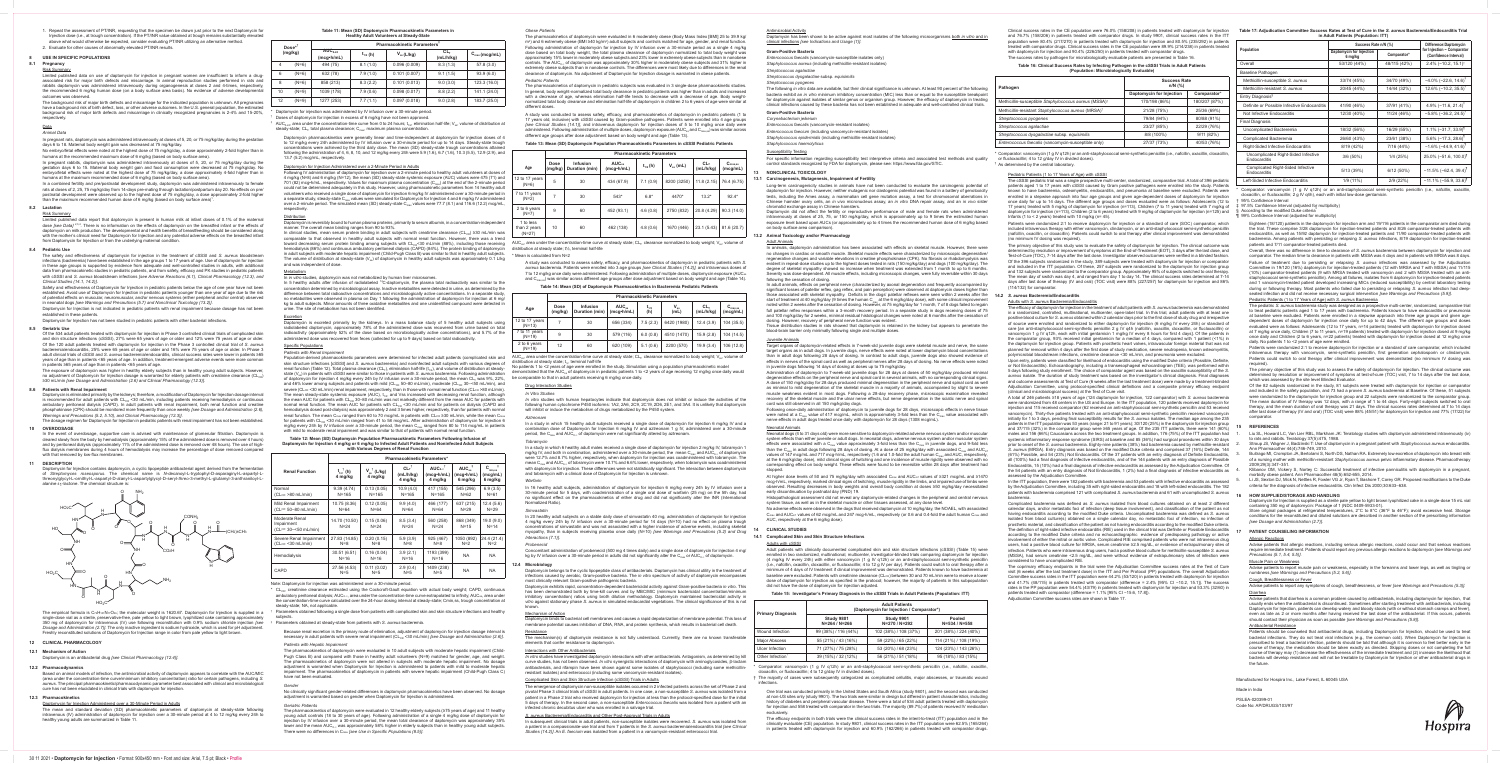1. Repeat the assessment of PT/INR, requesting that the specimen be drawn just prior to the next Daptomycin for Injection dose (i.e., at trough concentration). If the PT/INR value obtained at trough remains substantially elevated above what would otherwise be expected, consider evaluating PT/INR utilizing an alternative method.
2. Evaluate for other causes of abnormally elevated PT/INR results.

## 8 USE IN SPECIFIC POPULATIONS

### 8.1 Pregnancy

#### Risk Summary

Limited published data on use of daptomycin for injection in pregnant women are insufficient to inform a drug-associated risk for major birth defects and miscarriage. In animal reproduction studies performed in rats and rabbits, daptomycin was administered intravenously during organogenesis at doses 2 and 4 times, respectively, the recommended 6 mg/kg human dose (on a body surface area basis). No evidence of adverse developmental outcomes was observed.

The background risk of major birth defects and miscarriage for the indicated population is unknown. All pregnancies have a background risk of birth defect, loss, or other adverse outcomes. In the U.S. general population, the estimated background risk of major birth defects and miscarriage in clinically recognized pregnancies is 2–4% and 15–20%, respectively.

#### Data

*Animal Data*

In pregnant rats, daptomycin was administered intravenously at doses of 5, 20, or 75 mg/kg/day during the gestation days 6 to 18. Maternal body weight gain was decreased at 75 mg/kg/day.

No embryo/fetal effects were noted at the highest dose of 75 mg/kg/day, a dose approximately 2-fold higher than in humans at the recommended maximum dose of 6 mg/kg (based on body surface area).

In pregnant rabbits, daptomycin was administered intravenously at doses of 5, 20, or 75 mg/kg/day during the gestation days 6 to 15. Maternal body weight gain and food consumption were decreased at 75 mg/kg/day. No embryo/fetal effects were noted at the highest dose of 75 mg/kg/day, a dose approximately 4-fold higher than in humans at the maximum recommended dose of 6 mg/kg (based on body surface area).

In a combined fertility and pre/postnatal development study, daptomycin was administered intravenously to female rats at doses of 2, 25, 75 mg/kg/day from 14-days pre-mating through lactation/postpartum day 20. No effects on pre/postnatal development were observed up to the highest dose of 75 mg/kg/day, a dose approximately 2-fold higher than the maximum recommended human dose of 6 mg/kg (based on body surface area).

### 8.2 Lactation

#### Risk Summary

Limited published data report that daptomycin is present in human milk at infant doses of 0.1% of the maternal dose *[see Data]*. There is no information on the effects of daptomycin on the breastfed infant or the effects of daptomycin on milk production. The developmental and health benefits of breastfeeding should be considered along with the mother's clinical need for Daptomycin for Injection and any potential adverse effects on the breastfed infant from Daptomycin for Injection or from the underlying maternal condition.

### 8.4 Pediatric Use

The safety and effectiveness of Daptomycin for Injection in the treatment of cSSSI and *S. aureus* bloodstream infections (bacteremia) have been established in the age groups 1 to 17 years of age. Use of daptomycin for injection in these age groups is supported by evidence from adequate and well-controlled studies in adults, with additional data from pharmacokinetic studies in pediatric patients, and from safety, efficacy and PK studies in pediatric patients with cSSSI and *S. aureus* bloodstream infections *[see Adverse Reactions (6.1), Clinical Pharmacology (12.3), and Clinical Studies (14.1, 14.2)]*.

Safety and effectiveness of Daptomycin for Injection in pediatric patients below the age of one year have not been established. Avoid use of Daptomycin for Injection in pediatric patients younger than one year of age due to the risk of potential effects on muscular, neuromuscular, and/or nervous systems (either peripheral and/or central) observed in neonatal dogs *[see Warnings and Precautions (5.7) and Nonclinical Toxicology (13.2)]*.

Daptomycin for Injection is not indicated in pediatric patients with renal impairment because dosage has not been established in these patients.

Daptomycin for Injection has not been studied in pediatric patients with other bacterial infections.

### 8.5 Geriatric Use

Of the 534 adult patients treated with daptomycin for injection in Phase 3 controlled clinical trials of complicated skin and skin structure infections (cSSSI), 27% were 65 years of age or older and 12% were 75 years of age or older. Of the 120 adult patients treated with daptomycin for injection in the Phase 3 controlled clinical trial of *S. aureus* bacteremia/endocarditis, 25% were 65 years of age or older and 16% were 75 years of age or older. In Phase 3 adult clinical trials of cSSSI and *S. aureus* bacteremia/endocarditis, clinical success rates were lower in patients ≥65 years of age than in patients <65 years of age. In addition, treatment-emergent adverse events were more common in patients ≥65 years of age than in patients <65 years of age.

The exposure of daptomycin was higher in healthy elderly subjects than in healthy young adult subjects. However, no adjustment of Daptomycin for Injection dosage is warranted for elderly patients with creatinine clearance ($CL_{CR}$) ≥30 mL/min *[see Dosage and Administration (2.6) and Clinical Pharmacology (12.3)]*.

### 8.6 Patients with Renal Impairment

Daptomycin is eliminated primarily by the kidney; therefore, a modification of Daptomycin for Injection dosage interval is recommended for adult patients with $CL_{CR}$ <30 mL/min, including patients receiving hemodialysis or continuous ambulatory peritoneal dialysis (CAPD). In adult patients with renal impairment, both renal function and creatine phosphokinase (CPK) should be monitored more frequently than once weekly *[see Dosage and Administration (2.6), Warnings and Precautions (5.2, 5.10), and Clinical Pharmacology (12.3)]*.

The dosage regimen for Daptomycin for Injection in pediatric patients with renal impairment has not been established.

## 10 OVERDOSAGE

In the event of overdosage, supportive care is advised with maintenance of glomerular filtration. Daptomycin is cleared slowly from the body by hemodialysis (approximately 15% of the administered dose is removed over 4 hours) and by peritoneal dialysis (approximately 11% of the administered dose is removed over 48 hours). The use of high-flux dialysis membranes during 4 hours of hemodialysis may increase the percentage of dose removed compared with that removed by low-flux membranes.

## 11 DESCRIPTION

Daptomycin for Injection contains daptomycin, a cyclic lipopeptide antibacterial agent derived from the fermentation of *Streptomyces roseosporus*. The chemical name is N-decanoyl-L-tryptophyl-D-asparaginyl-L-aspartyl-L-threonylglycyl-L-ornithyl-L-aspartyl-D-alanyl-L-aspartylglycyl-D-seryl-threo-3-methyl-L-glutamyl-3-anthraniloyl-L-alanine ε₁-lactone. The chemical structure is:

The empirical formula is $C_{72}H_{101}N_{17}O_{26}$; the molecular weight is 1620.67. Daptomycin for Injection is supplied in a single-dose vial as a sterile, preservative-free, pale yellow to light brown, lyophilized cake containing approximately 350 mg of daptomycin for intravenous (IV) use following reconstitution with 0.9% sodium chloride injection *[see Dosage and Administration (2.7)]*. The only inactive ingredient is sodium hydroxide, which is used for pH adjustment. Freshly reconstituted solutions of Daptomycin for Injection range in color from pale yellow to light brown.

## 12 CLINICAL PHARMACOLOGY

### 12.1 Mechanism of Action

Daptomycin is an antibacterial drug *[see Clinical Pharmacology (12.4)]*.

### 12.2 Pharmacodynamics

Based on animal models of infection, the antimicrobial activity of daptomycin appears to correlate with the AUC/MIC (area under the concentration-time curve/minimum inhibitory concentration) ratio for certain pathogens, including *S. aureus*. The principal pharmacokinetic/pharmacodynamic parameter best associated with clinical and microbiological cure has not been established in clinical trials with daptomycin for injection.

### 12.3 Pharmacokinetics

#### Daptomycin for Injection Administered over a 30-Minute Period in Adults

The mean and standard deviation (SD) pharmacokinetic parameters of daptomycin at steady-state following intravenous (IV) administration of daptomycin for injection over a 30-minute period at 4 to 12 mg/kg every 24h to healthy young adults are summarized in Table 11.

**Table 11: Mean (SD) Daptomycin Pharmacokinetic Parameters in Healthy Adult Volunteers at Steady-State**

| Dose[a] (mg/kg) | Pharmacokinetic Parameters[b] | | | |
|---|---|---|---|---|
| | $AUC_{0-24}$ (mcg•h/mL) | $t_{1/2}$ (h) | $V_{ss}$ (L/kg) | $CL_T$ (mL/h/kg) | $C_{max}$ (mcg/mL) |

| Dose[a] (mg/kg) | $AUC_{0-24}$ (mcg•h/mL) | $t_{1/2}$ (h) | $V_{ss}$ (L/kg) | $CL_T$ (mL/h/kg) | $C_{max}$ (mcg/mL) |
|---|---|---|---|---|---|
| 4 (N=6) | 494 (75) | 8.1 (1.0) | 0.096 (0.009) | 8.3 (1.3) | 57.8 (3.0) |
| 6 (N=6) | 632 (78) | 7.9 (1.0) | 0.101 (0.007) | 9.1 (1.5) | 93.9 (6.0) |
| 8 (N=6) | 858 (213) | 8.3 (2.2) | 0.101 (0.013) | 9.0 (3.0) | 123.3 (16.0) |
| 10 (N=9) | 1039 (178) | 7.9 (0.6) | 0.098 (0.017) | 8.8 (2.2) | 141.1 (24.0) |
| 12 (N=9) | 1277 (253) | 7.7 (1.1) | 0.097 (0.018) | 9.0 (2.8) | 183.7 (25.0) |

[a] Daptomycin for injection was administered by IV infusion over a 30-minute period.
[b] Doses of daptomycin for injection in excess of 6 mg/kg have not been approved.
$AUC_{0-24}$ area under the concentration-time curve from 0 to 24 hours; $t_{1/2}$ elimination half-life; $V_{ss}$ volume of distribution at steady-state; $CL_T$ total plasma clearance; $C_{max}$ maximum plasma concentration.

Daptomycin pharmacokinetics were generally linear and time-independent at daptomycin for injection doses of 4 to 12 mg/kg every 24h administered by IV infusion over a 30-minute period for up to 14 days. Steady-state trough concentrations were achieved by the third daily dose. The mean (SD) steady-state trough concentrations attained following the administration of 4, 6, 8, 10, and 12 mg/kg every 24h were 5.9 (1.6), 6.7 (1.6), 10.3 (5.5), 12.9 (2.9), and 13.7 (5.2) mcg/mL, respectively.

#### Daptomycin for Injection Administered over a 2-Minute Period in Adults

Following IV administration of daptomycin for injection over a 2-minute period to healthy adult volunteers at doses of 4 mg/kg (N=8) and 6 mg/kg (N=12), the mean (SD) steady-state systemic exposure ($AUC$) values were 475 (71) and 701 (82) mcg•h/mL, respectively. Values for maximum plasma concentration ($C_{max}$) at the end of the 2-minute period could not be determined adequately in this study. However, using pharmacokinetic parameters from 14 healthy adult volunteers who received a single dose of daptomycin for injection 6 mg/kg IV administered over a 30-minute period in a separate study, steady-state $C_{max}$ values were simulated for Daptomycin for Injection 4 and 6 mg/kg IV administered over a 2-minute period. The simulated mean (SD) steady-state $C_{max}$ values were 77.7 (8.1) and 116.3 (12.0) mcg/mL, respectively.

#### Distribution

Daptomycin is reversibly bound to human plasma proteins, primarily to serum albumin, in a concentration-independent manner. The overall mean binding ranges from 90 to 93%.

In clinical studies, mean serum protein binding in adult subjects with creatinine clearance ($CL_{CR}$) ≥30 mL/min was comparable to that observed in healthy adult subjects with normal renal function. However, there was a trend toward decreasing serum protein binding among subjects with $CL_{CR}$ <30 mL/min (88%), including those receiving hemodialysis (84%) and continuous ambulatory peritoneal dialysis (CAPD) (83%). The protein binding of daptomycin in adult subjects with moderate hepatic impairment (Child-Pugh Class B) was similar to that in healthy adult subjects.

The volume of distribution at steady-state ($V_{ss}$) of daptomycin in healthy adult subjects was approximately 0.1 L/kg and was independent of dose.

#### Elimination

*Metabolism*

In *in vitro* studies, daptomycin was not metabolized by human liver microsomes.

In 5 healthy adults after infusion of radiolabeled $^{14}C$-daptomycin, the plasma total radioactivity was similar to the concentration determined by microbiological assay. Inactive metabolites were detected in urine, as determined by the difference in total radioactive concentrations and microbiologically active concentrations. In a separate study, no metabolites were observed in plasma on Day 1 following the administration of daptomycin for injection at 6 mg/kg to adult subjects. Minor amounts of three oxidative metabolites and one unidentified compound were detected in urine. The site of metabolism has not been identified.

*Excretion*

Daptomycin is excreted primarily by the kidney. In a mass balance study of 5 healthy adult subjects using radiolabeled daptomycin, approximately 78% of the administered dose was recovered from urine based on total radioactivity (approximately 52% of the dose based on microbiologically active concentrations), and 5.7% of the administered dose was recovered from feces (collected for up to 9 days) based on total radioactivity.

#### Specific Populations

*Patients with Renal Impairment*

Population-derived pharmacokinetic parameters were determined for infected adult patients (complicated skin and skin structure infections [cSSSI] and *S. aureus* bacteremia) and noninfected adult subjects with various degrees of renal function (Table 12). Total plasma clearance ($CL_T$), elimination half-life ($t_{1/2}$), and volume of distribution at steady-state ($V_{ss}$) in patients with cSSSI were similar to those in patients with *S. aureus* bacteremia. Following administration of daptomycin for injection 4 mg/kg every 24h by IV infusion over a 30-minute period, the mean $CL_T$ was 9%, 22%, and 46% lower among subjects and patients with mild ($CL_{CR}$ 50–80 mL/min), moderate ($CL_{CR}$ 30–<50 mL/min), and severe ($CL_{CR}$ <30 mL/min) renal impairment, respectively, than in those with normal renal function ($CL_{CR}$ >80 mL/min). The mean steady-state systemic exposure ($AUC$), $t_{1/2}$, and $V_{ss}$ increased with decreasing renal function, although the mean $AUC$ for patients with $CL_{CR}$ 30–80 mL/min was not markedly different from the mean $AUC$ for patients with normal renal function. The mean $AUC$ for patients with $CL_{CR}$ <30 mL/min and for patients on dialysis (CAPD and hemodialysis dosed post-dialysis) was approximately 2 and 3 times higher, respectively, than for patients with normal renal function. Following administration of daptomycin for injection 4 mg/kg every 24h by IV infusion over a 30-minute period to adult subjects with $CL_{CR}$ <30 mL/min, the mean $C_{max}$ ranged from 44.3 to 56.1 mcg/mL...

**Table 12: Mean (SD) Daptomycin Population Pharmacokinetic Parameters Following Infusion of Daptomycin for Injection 4 mg/kg or 6 mg/kg to Infected Adult Patients and Noninfected Adult Subjects with Various Degrees of Renal Function**

| Renal Function | $t_{1/2}$[a] (h) 4 mg/kg | $V_{ss}$[a] (L/kg) 4 mg/kg | $CL_T$[a] (mL/h/kg) 4 mg/kg | $AUC_{0-\infty}$[a] (mcg•h/mL) 4 mg/kg | $AUC_{ss}$[b] (mcg•h/mL) 6 mg/kg | $C_{min,ss}$[b] (mcg/mL) 6 mg/kg |
|---|---|---|---|---|---|---|
| Normal ($CL_{CR}$ >80 mL/min) | 9.39 (4.74) N=165 | 0.13 (0.05) N=165 | 10.9 (4.0) N=165 | 417 (155) N=165 | 545 (296) N=62 | 6.9 (3.5) N=61 |
| Mild Renal Impairment ($CL_{CR}$ 50–80 mL/min) | 10.75 (8.36) N=64 | 0.12 (0.05) N=64 | 9.9 (4.0) N=64 | 466 (177) N=64 | 637 (215) N=29 | 12.4 (5.6) N=29 |
| Moderate Renal Impairment ($CL_{CR}$ 30–<50 mL/min) | 14.70 (10.50) N=24 | 0.15 (0.06) N=24 | 8.5 (3.4) N=24 | 560 (258) N=24 | 868 (349) N=15 | 19.0 (9.0) N=14 |
| Severe Renal Impairment ($CL_{CR}$ <30 mL/min) | 27.83 (14.85) N=8 | 0.20 (0.15) N=8 | 5.9 (3.9) N=8 | 925 (467) N=8 | 1050, 892 N=2 | 24.4, 21.4 N=2 |
| Hemodialysis | 30.51 (6.51) N=16 | 0.16 (0.04) N=16 | 3.9 (2.1) N=16 | 1193 (399) N=16 | NA | NA |
| CAPD | 27.56 (4.53) N=5 | 0.11 (0.02) N=5 | 2.9 (0.4) N=5 | 1409 (238) N=5 | NA | NA |

Note: Daptomycin for injection was administered over a 30-minute period.
$CL_{CR}$, creatinine clearance estimated using the Cockcroft-Gault equation with actual body weight; CAPD, continuous ambulatory peritoneal dialysis; $AUC_{0-\infty}$, area under the concentration-time curve extrapolated to infinity; $AUC_{ss}$, area under the concentration-time curve calculated over the 24-hour dosing interval at steady-state; $C_{min,ss}$, trough concentration at steady-state; NA, not applicable.
[a] Parameters obtained following a single dose from patients with complicated skin and skin structure infections and healthy subjects.
[b] Parameters obtained at steady-state from patients with *S. aureus* bacteremia.

Because renal excretion is the primary route of elimination, adjustment of daptomycin for injection dosage interval is necessary in adult patients with severe renal impairment ($CL_{CR}$ <30 mL/min) *[see Dosage and Administration (2.6)]*.

*Patients with Hepatic Impairment*

The pharmacokinetics of daptomycin were evaluated in 10 adult subjects with moderate hepatic impairment (Child-Pugh Class B) and compared with those in healthy adult volunteers (N=9) matched for gender, age, and weight. The pharmacokinetics of daptomycin were not altered in subjects with moderate hepatic impairment. No dosage adjustment is warranted when Daptomycin for Injection is administered to patients with mild to moderate hepatic impairment. The pharmacokinetics of daptomycin in patients with severe hepatic impairment (Child-Pugh Class C) have not been evaluated.

*Gender*

No clinically significant gender-related differences in daptomycin pharmacokinetics have been observed. No dosage adjustment is warranted based on gender when Daptomycin for Injection is administered.

*Geriatric Patients*

The pharmacokinetics of daptomycin were evaluated in 12 healthy elderly subjects (≥75 years of age) and 11 healthy young adult controls (18 to 30 years of age). Following administration of a single 4 mg/kg dose of daptomycin for injection by IV infusion over a 30-minute period, the mean total clearance of daptomycin was approximately 35% lower and the mean $AUC_{0-\infty}$ was approximately 58% higher in elderly subjects than in healthy young adult subjects. There were no differences in $C_{max}$ *[see Use in Specific Populations (8.5)]*.

*Obese Patients*

The pharmacokinetics of daptomycin were evaluated in 6 moderately obese (Body Mass Index [BMI] 25 to 39.9 kg/m²) and 6 extremely obese (BMI ≥40 kg/m²) adult subjects and controls matched for age, gender, and renal function. Following administration of daptomycin for injection by IV infusion over a 30-minute period as a single 4 mg/kg dose based on total body weight, the total plasma clearance of daptomycin normalized to total body weight was approximately 15% lower in moderately obese subjects and 23% lower in extremely obese subjects than in nonobese controls. The $AUC_{0-\infty}$ of daptomycin was approximately 30% higher in moderately obese subjects and 31% higher in extremely obese subjects than in nonobese controls. The differences were most likely due to differences in the renal clearance of daptomycin. No adjustment of Daptomycin for Injection dosage is warranted in obese patients.

*Pediatric Patients*

The pharmacokinetics of daptomycin in pediatric subjects was evaluated in 3 single-dose pharmacokinetic studies. In general, body weight-normalized total body clearance in pediatric patients was higher than in adults and increased with a decrease of age, whereas elimination half-life tends to decrease with a decrease of age. Body weight-normalized total body clearance and elimination half-life of daptomycin in children 2 to 6 years of age were similar at different doses.

A study was conducted to assess safety, efficacy, and pharmacokinetics of daptomycin in pediatric patients (1 to 17 years old, inclusive) with cSSSI caused by Gram-positive pathogens. Patients were enrolled into 4 age groups *[see Clinical Studies (14.1)]*, and intravenous daptomycin for injection doses of 5 to 10 mg/kg once daily were administered. Following administration of multiple doses, daptomycin exposure ($AUC_{ss}$ and $C_{max,ss}$) was similar across different age groups after dose adjustment based on body weight and age (Table 13).

**Table 13: Mean (SD) Daptomycin Pharmacokinetic Parameters in cSSSI Pediatric Patients**

| Age | Dose (mg/kg) | Infusion Duration (min) | $AUC_{ss}$ (mcg•h/mL) | $t_{1/2}$ (h) | $V_{ss}$ (mL) | $CL_T$ (mL/h/kg) | $C_{max,ss}$ (mcg/mL) |
|---|---|---|---|---|---|---|---|
| 12 to 17 years (N=6) | 5 | 30 | 434 (67.9) | 7.1 (0.9) | 8200 (2250) | 11.8 (2.15) | 76.4 (6.75) |
| 7 to 11 years (N=2) | 7 | 30 | 543* | 6.8* | 4470* | 13.2* | 92.4* |
| 2 to 6 years (N=7) | 9 | 60 | 452 (93.1) | 4.6 (0.8) | 2750 (832) | 20.8 (4.29) | 90.3 (14.0) |
| 1 to less than 2 years (N=27) | 10 | 60 | 462 (138) | 4.8 (0.6) | 1670 (446) | 23.1 (5.43) | 81.6 (20.7) |

$AUC_{ss}$, area under the concentration-time curve at steady state; $CL_T$, clearance normalized to body weight; $V_{ss}$, volume of distribution at steady-state; $t_{1/2}$, terminal half-life.
* Mean is calculated from N=2

A study was conducted to assess safety, efficacy, and pharmacokinetics of daptomycin in pediatric patients with *S. aureus* bacteremia. Patients were enrolled into 3 age groups *[see Clinical Studies (14.2)]*, and intravenous doses of 7 to 12 mg/kg once daily were administered. Following administration of multiple doses, daptomycin exposure ($AUC_{ss}$ and $C_{max,ss}$) was similar across different age groups after dose adjustment based on body weight and age (Table 14).

**Table 14: Mean (SD) Daptomycin Pharmacokinetic Parameters in Bacteremia Pediatric Patients**

| Age | Dose (mg/kg) | Infusion Duration (min) | $AUC_{ss}$ (mcg•h/mL) | $t_{1/2}$ (h) | $V_{ss}$ (mL) | $CL_T$ (mL/h/kg) | $C_{max,ss}$ (mcg/mL) |
|---|---|---|---|---|---|---|---|
| 12 to 17 years (N=13) | 7 | 30 | 656 (334) | 7.5 (2.3) | 6420 (1980) | 12.4 (3.9) | 104 (35.5) |
| 7 to 11 years (N=19) | 9 | 30 | 579 (116) | 6.0 (0.8) | 4510 (1470) | 15.9 (2.8) | 104 (14.5) |
| 2 to 6 years (N=19) | 12 | 60 | 620 (109) | 5.1 (0.6) | 2200 (570) | 19.9 (3.4) | 106 (12.8) |

$AUC_{ss}$, area under the concentration-time curve at steady state; $CL_T$, clearance normalized to body weight; $V_{ss}$, volume of distribution at steady-state; $t_{1/2}$, terminal half-life

No patients 1 to 2 years of age were enrolled in the study. Simulation using a population pharmacokinetic model demonstrated that the $AUC_{ss}$ of daptomycin in pediatric patients 1 to 2 years of age receiving 12 mg/kg once daily would be comparable to that in adult patients receiving 6 mg/kg once daily.

#### Drug Interactions

*In Vitro Studies*

*In vitro* studies with human hepatocytes indicate that daptomycin does not inhibit or induce the activities of the following human cytochrome P450 isoforms: 1A2, 2A6, 2C9, 2C19, 2D6, 2E1, and 3A4. It is unlikely that daptomycin will inhibit or induce the metabolism of drugs metabolized by the P450 system.

*Aztreonam*

In a study in which 15 healthy adult subjects received a single dose of daptomycin for injection 6 mg/kg IV, a combination dose of daptomycin for injection 6 mg/kg IV and aztreonam 1 g IV, administered over a 30-minute period, the $C_{max}$ and $AUC_{0-\infty}$ of daptomycin were not significantly altered by aztreonam.

*Tobramycin*

In a study in which 6 healthy adult males received a single dose of daptomycin for injection 2 mg/kg IV, tobramycin 1 mg/kg IV, and both in combination, administered over a 30-minute period, the mean $C_{max}$ and $AUC_{0-\infty}$ of daptomycin were 12.7% and 8.7% higher, respectively, when daptomycin for injection was coadministered with tobramycin. The mean $C_{max}$ and $AUC_{0-\infty}$ of tobramycin were 10.7% and 6.6% lower, respectively, when tobramycin was coadministered with daptomycin for injection. These differences were not statistically significant. The interaction between daptomycin and tobramycin with a clinical dose of daptomycin for injection is unknown.

*Warfarin*

In 16 healthy adult subjects, administration of daptomycin for injection 6 mg/kg every 24h by IV infusion over a 30-minute period for 5 days, with coadministration of a single oral dose of warfarin (25 mg) on the 5th day, had no significant effect on the pharmacokinetics of either drug and did not significantly alter the INR (International Normalized Ratio).

*Simvastatin*

In 20 healthy adult subjects on a stable daily dose of simvastatin 40 mg, administration of daptomycin for injection 4 mg/kg every 24h by IV infusion over a 30-minute period for 14 days (N=10) had no effect on plasma trough concentrations of simvastatin and was not associated with a higher incidence of adverse events, including skeletal myopathy, than in subjects receiving placebo once daily (N=10) *[see Warnings and Precautions (5.2) and Drug Interactions (7.1)]*.

*Probenecid*

Concomitant administration of probenecid (500 mg 4 times daily) and a single dose of daptomycin for injection 4 mg/kg by IV infusion over a 30-minute period in adults did not significantly alter the $C_{max}$ or $AUC_{0-\infty}$ of daptomycin.

### 12.4 Microbiology

Daptomycin belongs to the cyclic lipopeptide class of antibacterials. Daptomycin has clinical utility in the treatment of infections caused by aerobic, Gram-positive bacteria. The *in vitro* spectrum of activity of daptomycin encompasses most clinically relevant Gram-positive pathogenic bacteria.

Daptomycin exhibits rapid, concentration-dependent bactericidal activity against Gram-positive bacteria *in vitro*. This has been demonstrated both by time-kill curves and by MBC/MIC (minimum bactericidal concentration/minimum inhibitory concentration) ratios using broth dilution methodology. Daptomycin maintained bactericidal activity *in vitro* against stationary phase *S. aureus* in simulated endocardial vegetations. The clinical significance of this is not known.

#### Mechanism of Action

Daptomycin binds to bacterial cell membranes and causes a rapid depolarization of membrane potential. This loss of membrane potential causes inhibition of DNA, RNA, and protein synthesis, which results in bacterial cell death.

#### Resistance

The mechanism(s) of daptomycin resistance is not fully understood. Currently, there are no known transferable elements that confer resistance to daptomycin.

#### Interaction with Other Antibacterials

*In vitro* studies have investigated daptomycin interactions with other antibacterials. Antagonism, as determined by kill curve studies, has not been observed. *In vitro* synergistic interactions of daptomycin with aminoglycosides, β-lactam antibacterials, and rifampin have been shown against some isolates of staphylococci (including some methicillin-resistant isolates) and enterococci (including some vancomycin-resistant isolates).

#### Complicated Skin and Skin Structure Infection (cSSSI) Trials in Adults

The emergence of daptomycin non-susceptible isolates occurred in 2 infected patients across the set of Phase 2 and pivotal Phase 3 clinical trials of cSSSI in adult patients. In one case, a non-susceptible *S. aureus* was isolated from a patient in a Phase 2 trial who received daptomycin for injection at less than the protocol-specified dose for the initial 5 days of therapy. In the second case, a non-susceptible *Enterococcus faecalis* was isolated from a patient with an infected chronic decubitus ulcer who was enrolled in a salvage trial.

#### *S. aureus* Bacteremia/Endocarditis and Other Post-Approval Trials in Adults

In subsequent clinical trials in adult patients, non-susceptible isolates were recovered. *S. aureus* was isolated from a patient in a compassionate-use trial and from 7 patients in the *S. aureus* bacteremia/endocarditis trial *[see Clinical Studies (14.2)]*. An *E. faecium* was isolated from a patient in a vancomycin-resistant enterococci trial.

#### Antimicrobial Activity

Daptomycin has been shown to be active against most isolates of the following microorganisms both *in vitro* and in clinical infections *[see Indications and Usage (1)]*.

*Gram-Positive Bacteria*

*Enterococcus faecalis* (vancomycin-susceptible isolates only)
*Staphylococcus aureus* (including methicillin-resistant isolates)
*Streptococcus agalactiae*
*Streptococcus dysgalactiae* subsp. *equisimilis*
*Streptococcus pyogenes*

The following *in vitro* data are available, but their clinical significance is unknown. At least 90 percent of the following bacteria exhibit an *in vitro* minimum inhibitory concentration (MIC) less than or equal to the susceptible breakpoint for daptomycin against isolates of similar genus or organism group. However, the efficacy of daptomycin in treating clinical infections caused by these bacteria has not been established in adequate and well-controlled clinical trials.

*Gram-Positive Bacteria*

*Corynebacterium jeikeium*
*Enterococcus faecalis* (vancomycin-resistant isolates)
*Enterococcus faecium* (including vancomycin-resistant isolates)
*Staphylococcus epidermidis* (including methicillin-resistant isolates)
*Staphylococcus haemolyticus*

#### Susceptibility Testing

For specific information regarding susceptibility test interpretive criteria and associated test methods and quality control standards recognized by FDA for daptomycin, please see: https://www.fda.gov/STIC.

## 13 NONCLINICAL TOXICOLOGY

### 13.1 Carcinogenesis, Mutagenesis, Impairment of Fertility

Long-term carcinogenicity studies in animals have not been conducted to evaluate the carcinogenic potential of daptomycin for injection. However, neither mutagenic nor clastogenic potential was found in a battery of genotoxicity tests, including the Ames assay, a mammalian cell gene mutation assay, a test for chromosomal aberrations in Chinese hamster ovary cells, an *in vivo* micronucleus assay, an *in vitro* DNA repair assay, and an *in vivo* sister chromatid exchange assay in Chinese hamsters.

Daptomycin did not affect the fertility or reproductive performance of male and female rats when administered intravenously at doses of 25, 75, or 150 mg/kg/day, which is approximately up to 9 times the estimated human exposure level based upon AUCs (or approximately up to 4 times the recommended human dose of 6 mg/kg based on body surface area comparison).

### 13.2 Animal Toxicology and/or Pharmacology

#### Adult Animals

In animals, daptomycin administration has been associated with effects on skeletal muscle. However, there were no changes in cardiac or smooth muscle. Skeletal muscle effects were characterized by microscopic degenerative/regenerative changes and variable elevations in creatine phosphokinase (CPK). No fibrosis or rhabdomyolysis was evident in repeat-dose studies up to the highest doses tested in rats (150 mg/kg/day) and dogs (100 mg/kg/day). The degree of skeletal myopathy showed no increase when treatment was extended from 1 month to up to 6 months. Severity was dose-dependent. All muscle effects, including microscopic changes, were fully reversible within 30 days following the cessation of dosing.

In adult animals, effects on peripheral nerve (characterized by axonal degeneration and frequently accompanied by significant losses of patellar reflex, gag reflex, and pain perception) were observed at daptomycin doses higher than those associated with skeletal myopathy. Deficits in the dogs' patellar reflexes were seen within 2 weeks after the start of treatment at 40 mg/kg/day (9 times the human $C_{max}$ at the 6 mg/kg/day dose), with some clinical improvement noted within 2 weeks after the cessation of dosing. However, at 75 mg/kg/day for 1 month, 7 of 8 dogs failed to regain full patellar reflex responses within a 3-month recovery period. In a separate study in dogs receiving doses of 75 and 100 mg/kg/day for 2 weeks, minimal residual histological changes were noted at 6 months after the cessation of dosing. However, recovery of peripheral nerve function was evident.

Tissue distribution studies in rats showed that daptomycin is retained in the kidney but appears to penetrate the blood-brain barrier only minimally following single and multiple doses.

#### Juvenile Animals

Target organs of daptomycin-related effects in 7-week-old juvenile dogs were skeletal muscle and nerve, the same target organs as in adult dogs. In juvenile dogs, nerve effects were noted at lower daptomycin blood concentrations than in adult dogs following 28 days of dosing. In contrast to adult dogs, juvenile dogs also showed evidence of effects in nerves of the spinal cord as well as peripheral nerves after 28 days of dosing. No nerve effects were noted in juvenile dogs following 14 days of dosing at doses up to 75 mg/kg/day.

Administration of daptomycin to 7-week-old juvenile dogs for 28 days at doses of 50 mg/kg/day produced minimal degenerative effects on the peripheral nerve and spinal cord in several animals, with no corresponding clinical signs. A dose of 150 mg/kg/day for 28 days produced minimal degeneration in the peripheral nerve and spinal cord as well as minimal to mild degeneration of the skeletal muscle in a majority of animals, accompanied by slight to severe muscle weakness evident in most dogs. Following a 28-day recovery phase, microscopic examination revealed recovery of the skeletal muscle and the ulnar nerve effects, but nerve degeneration in the sciatic nerve and spinal cord was still observed in all 150 mg/kg/day dogs.

Following once-daily administration of daptomycin to juvenile dogs for 28 days, microscopic effects in nerve tissue were noted at a $C_{max}$ value of 417 mcg/mL, which is approximately 3-fold less than the $C_{max}$ value associated with nerve effects in adult dogs treated once daily with daptomycin for 28 days (1308 mcg/mL).

#### Neonatal Animals

Neonatal dogs (4 to 31 days old) were more sensitive to daptomycin-related adverse nervous system and/or muscular system effects than either juvenile or adult dogs. In neonatal dogs, adverse nervous system and/or muscular system effects were associated with a $C_{max}$ value approximately 3-fold lower than the $C_{max}$ value in juvenile dogs, and 9-fold lower than the $C_{max}$ in adult dogs following 28 days of dosing. At a dose of 25 mg/kg/day with associated $C_{max}$ and $AUC_{inf}$ values of 147 mcg/mL and 717 mcg•h/mL, respectively (1.6 and 1.0-fold the adult human $C_{max}$ and $AUC$, respectively, at the 6 mg/kg/day dose), mild clinical signs of twitching and one incidence of muscle rigidity were observed with no corresponding effects on body weight. These effects were found to be reversible within 28 days after treatment had stopped.

At higher dose levels of 50 and 75 mg/kg/day with associated $C_{max}$ values of ≥321 and ≥466 mcg/mL, and $AUC_{inf}$ values of ≥1470 and ≥2800 mcg•h/mL, respectively, (≥3.5 and ≥5.1-fold the adult human $C_{max}$ and ≥2.1 and ≥4.0-fold the adult human $AUC$, respectively, at the 6 mg/kg/day dose) clinical signs of twitching, muscle rigidity in the limbs, and impaired use of limbs were observed. Resulting decreases in body weights and overall body condition at doses ≥50 mg/kg/day necessitated early discontinuation by postnatal day (PND) 19.

Histopathological assessments did not reveal any daptomycin-related changes in the peripheral and central nervous system tissue, as well as in the skeletal muscle or other tissues assessed, at any dose level.

No adverse effects were observed in the dogs that received daptomycin at 10 mg/kg/day, the NOAEL, with associated $C_{max}$ and $AUC_{inf}$ values of 62 mcg/mL and 247 mcg•h/mL, respectively (or 0.6 and 0.4-fold the adult human $C_{max}$ and $AUC$, respectively at the 6 mg/kg dose).

## 14 CLINICAL STUDIES

### 14.1 Complicated Skin and Skin Structure Infections

#### Adult cSSSI Trials

Adult patients with clinically documented complicated skin and skin structure infections (cSSSI) (Table 15) were enrolled in two randomized, multinational, multicenter, investigator-blinded trials comparing daptomycin for injection (4 mg/kg IV every 24h) with either vancomycin (1 g IV every 12h) or an anti-staphylococcal semi-synthetic penicillin (i.e., nafcillin, oxacillin, cloxacillin, or flucloxacillin; 4 to 12 g IV per day). Patients could switch to oral therapy after a minimum of 4 days of IV treatment if clinical improvement was demonstrated. Patients known to have bacteremia at baseline were excluded. Patients with creatinine clearance ($CL_{CR}$) between 30 and 70 mL/min were to receive a lower dose of daptomycin for injection as specified in the protocol; however, the majority of patients in this subpopulation did not have the dose of daptomycin for injection adjusted.

**Table 15: Investigator's Primary Diagnosis in the cSSSI Trials in Adult Patients (Population: ITT)**

| Primary Diagnosis | Adult Patients (Daptomycin for Injection / Comparator[a]) | | |
|---|---|---|---|
| | Study 9801 N=264 / N=266 | Study 9804 N=270 / N=292 | Pooled N=534 / N=558 |
| Wound Infection | 99 (38%) / 116 (44%) | 102 (38%) / 108 (37%) | 201 (38%) / 224 (40%) |
| Major Abscess | 55 (21%) / 43 (16%) | 59 (22%) / 65 (22%) | 114 (21%) / 108 (19%) |
| Ulcer Infection | 71 (27%) / 75 (28%) | 53 (20%) / 68 (23%) | 124 (23%) / 143 (26%) |
| Other Infection[b] | 39 (15%) / 32 (12%) | 56 (21%) / 51 (18%) | 95 (18%) / 83 (15%) |

[a] Comparator: vancomycin (1 g IV q12h) or an anti-staphylococcal semi-synthetic penicillin (i.e., nafcillin, oxacillin, cloxacillin, or flucloxacillin; 4 to 12 g/day IV in divided doses).
[b] The majority of cases were subsequently categorized as complicated cellulitis, major abscesses, or traumatic wound infections.

One trial was conducted primarily in the United States and South Africa (Study 9801), and the second was conducted at non-US sites only (Study 9804). The two trials were similar in design but differed in patient characteristics, including history of diabetes and peripheral vascular disease. There were a total of 534 adult patients treated with daptomycin for injection and 558 treated with comparator in the two trials. The majority (89.7%) of patients received IV medication exclusively.

The efficacy endpoints in both trials were the clinical success rates in the intent-to-treat (ITT) population and in the clinically evaluable (CE) population. In Study 9801, clinical success rates in the ITT population were 62.5% (165/264) in patients treated with daptomycin for injection and 60.9% (162/266) in patients treated with comparator drugs. Clinical success rates in the CE population were 76.0% (158/208) in patients treated with daptomycin for injection and 76.7% (158/206) in patients treated with comparator drugs. In Study 9804, clinical success rates in the ITT population were 80.4% (217/270) in patients treated with daptomycin for injection and 80.5% (235/292) in patients treated with comparator drugs. Clinical success rates in the CE population were 89.9% (214/238) in patients treated with daptomycin for injection and 90.4% (226/250) in patients treated with comparator drugs.

The success rates by pathogen for microbiologically evaluable patients are presented in Table 16.

**Table 16: Clinical Success Rates by Infecting Pathogen, Primary Comparative cSSSI Trials (Population: Microbiologically Evaluable)**

| Pathogen | Success Rate n/N (%) | |
|---|---|---|
| | Daptomycin for Injection | Comparator[a] |
| Methicillin-susceptible *Staphylococcus aureus* (MSSA)[b] | 170/198 (86%) | 180/207 (87%) |
| Methicillin-resistant *Staphylococcus aureus* (MRSA)[b] | 21/28 (75%) | 25/36 (69%) |
| *Streptococcus pyogenes* | 79/84 (94%) | 80/88 (91%) |
| *Streptococcus agalactiae* | 23/27 (85%) | 22/29 (76%) |
| *Streptococcus dysgalactiae* subsp. *equisimilis* | 8/8 (100%) | 9/11 (82%) |
| *Enterococcus faecalis* (vancomycin-susceptible only) | 27/37 (73%) | 40/53 (76%) |

[a] Comparator: vancomycin (1 g IV q12h) or an anti-staphylococcal semi-synthetic penicillin (i.e., nafcillin, oxacillin, cloxacillin, or flucloxacillin; 4 to 12 g/day IV in divided doses).
[b] As determined by the central laboratory.

#### Pediatric Patients (1 to 17 Years of Age) with cSSSI

The cSSSI pediatric trial was a single-blind, multicenter, randomized, comparative trial. A total of 396 pediatric patients aged 1 to 17 years with cSSSI caused by Gram-positive pathogens were enrolled into the study. Patients known to have bacteremia, osteomyelitis, endocarditis, and pneumonia at baseline were excluded. Patients were enrolled in a stepwise approach into four age groups and given age-dependent doses of daptomycin for injection once daily for up to 14 days. The different age groups and doses evaluated were as follows: Adolescents (12 to 17 years, N=113) treated with daptomycin for injection 5 mg/kg, Children (7 to 11 years, N=113) treated with daptomycin for injection 7 mg/kg, Children (2 to 6 years, N=125) treated with daptomycin for injection 9 mg/kg and Infants (1 to <2 years, N=45) treated with daptomycin for injection 10 mg/kg.

Patients were randomized 2:1 to receive daptomycin for injection or a standard of care (SOC) comparator, which included intravenous therapy with either vancomycin, clindamycin, or an anti-staphylococcal semi-synthetic penicillin (nafcillin, oxacillin, or cloxacillin). Patients could switch to oral therapy after clinical improvement was demonstrated (no minimum IV dosing requirement).

The primary objective of this study was to evaluate the safety of daptomycin for injection. The clinical outcome was determined by resolution or improvement of symptoms at the End-of-Treatment (EOT), 3 days after the final dose, and Test-of-Cure (TOC), 7–14 days after the last dose. Investigator-determined outcomes were verified in a blinded fashion. Of the 396 subjects randomized in the study, 389 subjects were treated with daptomycin for injection or comparator and included in the ITT population. Of these, 257 patients were randomized to the daptomycin for injection group and 132 patients were randomized to the comparator group. Approximately 95% of subjects switched to oral therapy. The mean day of switch was day 4, and ranged from day 1 to day 14. The clinical success rates determined at 7 to 14 days after last dose of therapy (IV and oral) (TOC visit) were 88% (227/257) for daptomycin for injection and 86% (114/132) for comparator.

### 14.2 *S. aureus* Bacteremia/Endocarditis

#### Adult *S. aureus* Bacteremia/Endocarditis Trial

The efficacy of daptomycin for injection in the treatment of adult patients with *S. aureus* bacteremia was demonstrated in a randomized, controlled, multinational, multicenter, open-label trial. In this trial, adult patients with at least one positive blood culture for *S. aureus* obtained within 2 calendar days prior to the first dose of study drug and irrespective of source were enrolled and randomized to either daptomycin for injection (6 mg/kg IV every 24h) or standard of care [an anti-staphylococcal semi-synthetic penicillin 2 g IV q4h (nafcillin, oxacillin, cloxacillin, or flucloxacillin) or vancomycin 1 g IV q12h, both with initial gentamicin 1 mg/kg IV every 8 hours for first 4 days]. Of the patients in the comparator group, 93% received initial gentamicin for a median of 4 days, compared with 1 patient (<1%) in the daptomycin for injection group. Patients with prosthetic heart valves, intravascular foreign material that was not planned for removal within 4 days after the first dose of study medication, severe neutropenia, known osteomyelitis, polymicrobial bloodstream infections, creatinine clearance <30 mL/min, and pneumonia were excluded.

Upon entry, patients were classified for likelihood of endocarditis using the modified Duke criteria (Possible, Definite, or Not Endocarditis). Echocardiography, including a transesophageal echocardiogram (TEE), was performed within 5 days following study enrollment. The choice of comparator agent was based on the oxacillin susceptibility of the *S. aureus* isolate. The duration of study treatment was based on the investigator's clinical diagnosis. Final diagnoses and outcome assessments at Test of Cure (6 weeks after the last treatment dose) were made by a treatment-blinded Adjudication Committee, using protocol-specified clinical definitions and a composite primary efficacy endpoint (clinical and microbiological success) at the Test of Cure visit.

A total of 246 patients ≥18 years of age (124 daptomycin for injection, 122 comparator) with *S. aureus* bacteremia were randomized from 48 centers in the US and Europe. In the ITT population, 120 patients received daptomycin for injection and 115 received comparator (62 received an anti-staphylococcal semi-synthetic penicillin and 53 received vancomycin). Thirty-five patients treated with an anti-staphylococcal semi-synthetic penicillin received vancomycin initially for 1 to 3 days, pending final susceptibility results for the *S. aureus* isolates. The median age among the 235 patients in the ITT population was 53 years (range: 21 to 91 years); 30/120 (25%) in the daptomycin for injection group and 37/115 (32%) in the comparator group were ≥65 years of age. Of the 235 ITT patients, there were 141 (60%) males and 156 (66%) Caucasians across the two treatment groups. In addition, 176 (75%) of the ITT population had systemic inflammatory response syndrome (SIRS) at baseline and 85 (36%) had surgical procedures within 30 days prior to the onset of *S. aureus* bacteremia. Eighty-nine patients (38%) had bacteremia caused by methicillin-resistant *S. aureus* (MRSA). Entry diagnosis was based on the modified Duke criteria and comprised 37 (16%) Definite, 144 (61%) Possible, and 54 (23%) Not Endocarditis. Of the 37 patients with an entry diagnosis of Definite Endocarditis, all (100%) had a final diagnosis of infective endocarditis, and of the 144 patients with an entry diagnosis of Possible Endocarditis, 15 (10%) had a final diagnosis of infective endocarditis as assessed by the Adjudication Committee. Of the 54 patients with an entry diagnosis of Not Endocarditis, 1 (2%) had a final diagnosis of infective endocarditis as assessed by the Adjudication Committee.

In the ITT population, there were 182 patients with bacteremia and 53 patients with infective endocarditis as assessed by the Adjudication Committee, including 35 with right-sided endocarditis and 18 with left-sided endocarditis. The 182 patients with bacteremia comprised 121 with complicated *S. aureus* bacteremia and 61 with uncomplicated *S. aureus* bacteremia.

Complicated bacteremia was defined as *S. aureus* isolated from blood cultures obtained on at least 2 different calendar days, and/or metastatic foci of infection (deep tissue involvement), and classification of the patient as not having endocarditis according to the modified Duke criteria. Uncomplicated bacteremia was defined as *S. aureus* isolated from blood culture(s) obtained on a single calendar day, no metastatic foci of infection, no infection of prosthetic material, and classification of the patient as not having endocarditis according to the modified Duke criteria. The definition of right-sided infective endocarditis (RIE) used in the clinical trial was Definite or Possible Endocarditis according to the modified Duke criteria and no echocardiographic evidence of predisposing pathology or active involvement of either the mitral or aortic valve. Complicated RIE comprised patients who were not intravenous drug users, had a positive blood culture for MRSA, serum creatinine ≥2.5 mg/dL, or evidence of extrapulmonary sites of infection. Patients who were intravenous drug users, had a positive blood culture for methicillin-susceptible *S. aureus* (MSSA), had serum creatinine <2.5 mg/dL, and were without evidence of extrapulmonary sites of infection were considered to have uncomplicated RIE.

The coprimary efficacy endpoints in the trial were the Adjudication Committee success rates at the Test of Cure visit (6 weeks after the last treatment dose) in the ITT and Per Protocol (PP) populations. The overall Adjudication Committee success rates in the ITT population were 44.2% (53/120) in patients treated with daptomycin for injection and 41.7% (48/115) in patients treated with comparator (difference = 2.4% [95% CI −10.2, 15.1]). The success rates in the PP population were 54.4% (43/79) in patients treated with daptomycin for injection and 53.3% (32/60) in patients treated with comparator (difference = 1.1% [95% CI −15.6, 17.8]).

Adjudication Committee success rates are shown in Table 17.

**Table 17: Adjudication Committee Success Rates at Test of Cure in the *S. aureus* Bacteremia/Endocarditis Trial in Adult Patients (Population: ITT)**

| Population | Success Rate n/N (%) | | Difference: Daptomycin for Injection – Comparator (Confidence Interval) |
|---|---|---|---|
| | Daptomycin for Injection 6 mg/kg | Comparator[a] | |
| Overall | 53/120 (44.2%) | 48/115 (41.7%) | 2.4% (−10.2, 15.1)[b] |
| Baseline Pathogen | | | |
| Methicillin-susceptible *S. aureus* | 33/74 (44.6%) | 34/70 (48.6%) | −4.0% (−22.6, 14.6)[c] |
| Methicillin-resistant *S. aureus* | 20/45 (44.4%) | 14/44 (31.8%) | 12.6% (−10.2, 35.5)[c] |
| Entry Diagnosis[d] | | | |
| Definite or Possible Infective Endocarditis | 41/90 (45.6%) | 37/91 (40.7%) | 4.9% (−11.6, 21.4)[c] |
| Not Infective Endocarditis | 12/30 (40.0%) | 11/24 (45.8%) | −5.8% (−36.2, 24.5)[c] |
| Final Diagnosis | | | |
| Uncomplicated Bacteremia | 18/32 (56.3%) | 16/29 (55.2%) | 1.1% (−31.7, 33.9)[e] |
| Complicated Bacteremia | 26/60 (43.3%) | 23/61 (37.7%) | 5.6% (−17.3, 28.6)[e] |
| Right-Sided Infective Endocarditis | 8/19 (42.1%) | 7/16 (43.8%) | −1.6% (−44.9, 41.6)[e] |
| Uncomplicated Right-Sided Infective Endocarditis | 3/6 (50.0%) | 1/4 (25.0%) | 25.0% (−51.6, 100.0)[e] |
| Complicated Right-Sided Infective Endocarditis | 5/13 (38.5%) | 6/12 (50.0%) | −11.5% (−62.4, 39.4)[e] |
| Left-Sided Infective Endocarditis | 1/9 (11.1%) | 2/9 (22.2%) | −11.1% (−55.9, 33.6)[e] |

[a] Comparator: vancomycin (1 g IV q12h) or an anti-staphylococcal semi-synthetic penicillin (i.e., nafcillin, oxacillin, cloxacillin, or flucloxacillin; 2 g IV q4h), each with initial low-dose gentamicin.
[b] 95% Confidence Interval
[c] 97.5% Confidence Interval (adjusted for multiplicity)
[d] According to the modified Duke criteria
[e] 99% Confidence Interval (adjusted for multiplicity)

Eighteen (18/120) patients in the daptomycin for injection arm and 19/116 patients in the comparator arm died during the trial. These comprise 3/28 daptomycin for injection-treated patients and 8/26 comparator-treated patients with endocarditis, as well as 15/92 daptomycin for injection-treated patients and 11/89 comparator-treated patients with bacteremia. Among patients with persisting or relapsing *S. aureus* infections, 8/19 daptomycin for injection-treated patients and 7/11 comparator-treated patients died.

Overall, there was no difference in time to clearance of *S. aureus* bacteremia between daptomycin for injection and comparator. The median time to clearance in patients with MSSA was 4 days and in patients with MRSA was 8 days.

Failure of treatment due to persisting or relapsing *S. aureus* infections was assessed by the Adjudication Committee in 19/120 (16%) daptomycin for injection-treated patients (12 with MRSA and 7 with MSSA) and 11/115 (10%) comparator-treated patients (9 with MRSA treated with vancomycin and 2 with MSSA treated with an anti-staphylococcal semi-synthetic penicillin). Among all failures, isolates from 6 daptomycin for injection-treated patients and 1 vancomycin-treated patient developed increasing MICs (reduced susceptibility) by central laboratory testing during or following therapy. Most patients who failed due to persisting or relapsing *S. aureus* infection had deep-seated infection and did not receive necessary surgical intervention *[see Warnings and Precautions (5.9)]*.

#### Pediatric Patients (1 to 17 Years of Age) with *S. aureus* Bacteremia

The pediatric *S. aureus* bacteremia trial was designed as a prospective multi-center, randomized, comparative trial to treat pediatric patients aged 1 to 17 years with bacteremia. Patients known to have endocarditis or pneumonia at baseline were excluded from the trial. Patients were enrolled into the trial in a stepwise approach into three age groups and given age-dependent doses of daptomycin for injection once daily for up to 42 days. The different age groups and doses evaluated were as follows: Adolescents (12 to 17 years, n=14) treated with daptomycin for injection dosed at 7 mg/kg once daily, Children (7 to 11 years, n=19) treated with daptomycin for injection dosed at 9 mg/kg once daily and Children (2 to 6 years, n=19) treated with daptomycin for injection dosed at 12 mg/kg once daily. No patients 1 to <2 years of age were enrolled.

Patients were randomized 2:1 to receive daptomycin for injection or a standard of care comparator, which included intravenous therapy with either vancomycin, semi-synthetic penicillin, first generation cephalosporin, or clindamycin. Patients could switch to oral therapy after clinical improvement was demonstrated (no minimum IV dosing requirement).

The primary objective of this study was to assess the safety of daptomycin for injection. The clinical outcome was determined by resolution or improvement of symptoms at the Test of Cure (TOC) visit, 7 to 14 days after the last dose, which was assessed by a blinded evaluator.

Of the 82 subjects treated, 55 patients were treated with daptomycin for injection and 26 patients were treated with the standard of care comparator; one patient did not receive treatment. The mean duration of IV therapy was 12 days, with a range of 1 to 44 days. The clinical success rates determined at the TOC visit were 88% (45/51) for daptomycin for injection and 77% (20/26) for comparator.

## 15 REFERENCES

1. Tally FP, Zeckel M, Wasilewski MM, et al. Daptomycin: A novel agent for Gram-positive infections. Exp Opin Invest Drugs. 1999;8:1223-1238.
2. Fowler VG, Boucher HW, Corey GR, et al. Daptomycin versus standard therapy for bacteremia and endocarditis caused by *Staphylococcus aureus*. N Engl J Med. 2006;355:653-665.
3. Boucher HW, Corey GR, et al. ...
4. Li JS, Durack DT, Nicholls KS, et al. Proposed modifications to the Duke criteria for the diagnosis of infective endocarditis. Clin Infect Dis. 2000;30:633-638.

## 16 HOW SUPPLIED/STORAGE AND HANDLING

Daptomycin for Injection is supplied as a sterile pale yellow to light brown lyophilized cake in a single-dose 15 mL vial containing 350 mg of daptomycin: Package of 1 (NDC 0409-0833-01).

Store original packages at refrigerated temperatures, 2°C to 8°C (36°F to 46°F); avoid excessive heat. Storage conditions for the reconstituted and diluted solutions are described in section 2 *[see Dosage and Administration (2.8)]*.

## 17 PATIENT COUNSELING INFORMATION

#### Allergic Reactions

Advise patients that allergic reactions, including serious allergic reactions, could occur and that serious reactions require immediate treatment. Patients should report any previous allergic reactions to daptomycin *[see Warnings and Precautions (5.1, 5.4, 5.5)]*.

#### Muscle Pain or Weakness

Advise patients to report muscle pain or weakness, especially in the forearms and lower legs, as well as tingling or numbness *[see Warnings and Precautions (5.2, 5.6)]*.

#### Cough, Breathlessness, or Fever

Advise patients to report any symptoms of cough, breathlessness, or fever *[see Warnings and Precautions (5.3)]*.

#### Diarrhea

Advise patients that diarrhea is a common problem caused by antibacterials, including Daptomycin for Injection, that usually ends when the antibacterial is discontinued. Sometimes after starting treatment with antibacterials, including Daptomycin for Injection, patients can develop watery and bloody stools (with or without stomach cramps and fever), even as late as 2 or more months after having received the last dose of the antibacterial. If this occurs, patients should contact their physician as soon as possible *[see Warnings and Precautions (5.8)]*.

#### Antibacterial Resistance

Patients should be counseled that antibacterial drugs, including Daptomycin for Injection, should be used only to treat bacterial infections. They do not treat viral infections (e.g., the common cold). When Daptomycin for Injection is prescribed to treat a bacterial infection, patients should be told that although it is common to feel better early in the course of therapy, the medication should be taken exactly as directed. Skipping doses or not completing the full course of therapy may (1) decrease the effectiveness of the immediate treatment and (2) increase the likelihood that bacteria will develop resistance and will not be treatable by Daptomycin for Injection or other antibacterial drugs in the future.

Manufactured by Hospira Inc., Lake Forest, IL 60045 USA

Made in India

PGL03-0209M-01
Code No.: KR/DRUGS/613/97